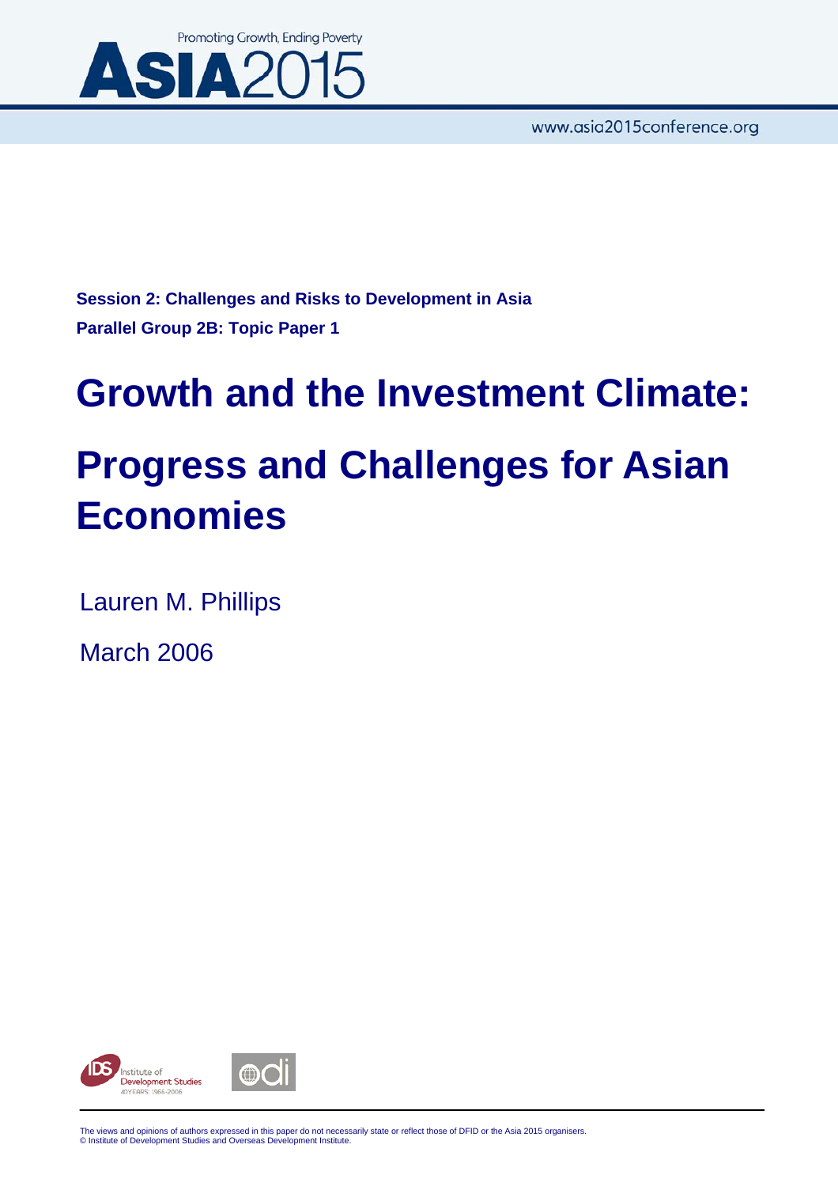Promoting Growth, Ending Poverty

**ASIA2015**

www.asia2015conference.org

**Session 2: Challenges and Risks to Development in Asia**

**Parallel Group 2B: Topic Paper 1**

# Growth and the Investment Climate: Progress and Challenges for Asian Economies

Lauren M. Phillips

March 2006

The views and opinions of authors expressed in this paper do not necessarily state or reflect those of DFID or the Asia 2015 organisers.
© Institute of Development Studies and Overseas Development Institute.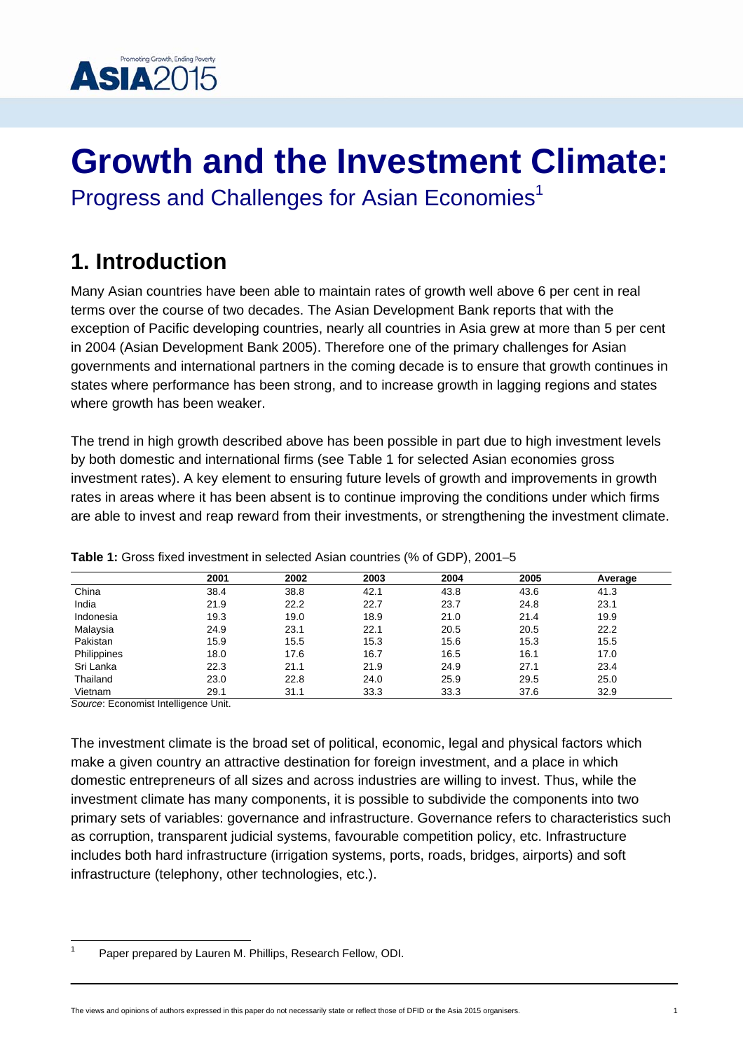# Growth and the Investment Climate:

Progress and Challenges for Asian Economies[1]

## 1. Introduction

Many Asian countries have been able to maintain rates of growth well above 6 per cent in real terms over the course of two decades. The Asian Development Bank reports that with the exception of Pacific developing countries, nearly all countries in Asia grew at more than 5 per cent in 2004 (Asian Development Bank 2005). Therefore one of the primary challenges for Asian governments and international partners in the coming decade is to ensure that growth continues in states where performance has been strong, and to increase growth in lagging regions and states where growth has been weaker.

The trend in high growth described above has been possible in part due to high investment levels by both domestic and international firms (see Table 1 for selected Asian economies gross investment rates). A key element to ensuring future levels of growth and improvements in growth rates in areas where it has been absent is to continue improving the conditions under which firms are able to invest and reap reward from their investments, or strengthening the investment climate.

**Table 1:** Gross fixed investment in selected Asian countries (% of GDP), 2001–5

| | 2001 | 2002 | 2003 | 2004 | 2005 | Average |
|---|---|---|---|---|---|---|
| China | 38.4 | 38.8 | 42.1 | 43.8 | 43.6 | 41.3 |
| India | 21.9 | 22.2 | 22.7 | 23.7 | 24.8 | 23.1 |
| Indonesia | 19.3 | 19.0 | 18.9 | 21.0 | 21.4 | 19.9 |
| Malaysia | 24.9 | 23.1 | 22.1 | 20.5 | 20.5 | 22.2 |
| Pakistan | 15.9 | 15.5 | 15.3 | 15.6 | 15.3 | 15.5 |
| Philippines | 18.0 | 17.6 | 16.7 | 16.5 | 16.1 | 17.0 |
| Sri Lanka | 22.3 | 21.1 | 21.9 | 24.9 | 27.1 | 23.4 |
| Thailand | 23.0 | 22.8 | 24.0 | 25.9 | 29.5 | 25.0 |
| Vietnam | 29.1 | 31.1 | 33.3 | 33.3 | 37.6 | 32.9 |

*Source*: Economist Intelligence Unit.

The investment climate is the broad set of political, economic, legal and physical factors which make a given country an attractive destination for foreign investment, and a place in which domestic entrepreneurs of all sizes and across industries are willing to invest. Thus, while the investment climate has many components, it is possible to subdivide the components into two primary sets of variables: governance and infrastructure. Governance refers to characteristics such as corruption, transparent judicial systems, favourable competition policy, etc. Infrastructure includes both hard infrastructure (irrigation systems, ports, roads, bridges, airports) and soft infrastructure (telephony, other technologies, etc.).

[1] Paper prepared by Lauren M. Phillips, Research Fellow, ODI.

The views and opinions of authors expressed in this paper do not necessarily state or reflect those of DFID or the Asia 2015 organisers.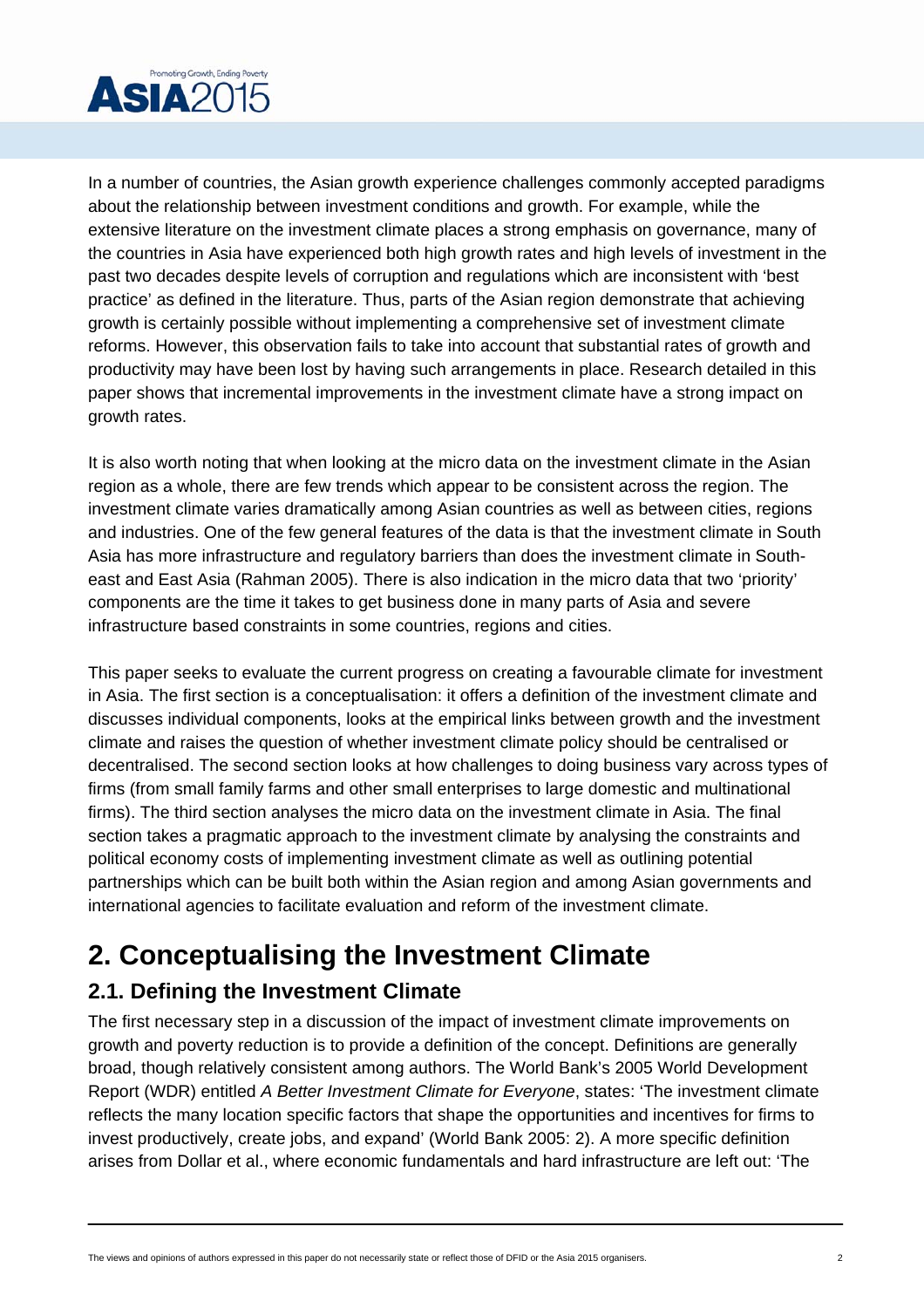In a number of countries, the Asian growth experience challenges commonly accepted paradigms about the relationship between investment conditions and growth. For example, while the extensive literature on the investment climate places a strong emphasis on governance, many of the countries in Asia have experienced both high growth rates and high levels of investment in the past two decades despite levels of corruption and regulations which are inconsistent with 'best practice' as defined in the literature. Thus, parts of the Asian region demonstrate that achieving growth is certainly possible without implementing a comprehensive set of investment climate reforms. However, this observation fails to take into account that substantial rates of growth and productivity may have been lost by having such arrangements in place. Research detailed in this paper shows that incremental improvements in the investment climate have a strong impact on growth rates.

It is also worth noting that when looking at the micro data on the investment climate in the Asian region as a whole, there are few trends which appear to be consistent across the region. The investment climate varies dramatically among Asian countries as well as between cities, regions and industries. One of the few general features of the data is that the investment climate in South Asia has more infrastructure and regulatory barriers than does the investment climate in South-east and East Asia (Rahman 2005). There is also indication in the micro data that two 'priority' components are the time it takes to get business done in many parts of Asia and severe infrastructure based constraints in some countries, regions and cities.

This paper seeks to evaluate the current progress on creating a favourable climate for investment in Asia. The first section is a conceptualisation: it offers a definition of the investment climate and discusses individual components, looks at the empirical links between growth and the investment climate and raises the question of whether investment climate policy should be centralised or decentralised. The second section looks at how challenges to doing business vary across types of firms (from small family farms and other small enterprises to large domestic and multinational firms). The third section analyses the micro data on the investment climate in Asia. The final section takes a pragmatic approach to the investment climate by analysing the constraints and political economy costs of implementing investment climate as well as outlining potential partnerships which can be built both within the Asian region and among Asian governments and international agencies to facilitate evaluation and reform of the investment climate.

# 2. Conceptualising the Investment Climate

## 2.1. Defining the Investment Climate

The first necessary step in a discussion of the impact of investment climate improvements on growth and poverty reduction is to provide a definition of the concept. Definitions are generally broad, though relatively consistent among authors. The World Bank's 2005 World Development Report (WDR) entitled *A Better Investment Climate for Everyone*, states: 'The investment climate reflects the many location specific factors that shape the opportunities and incentives for firms to invest productively, create jobs, and expand' (World Bank 2005: 2). A more specific definition arises from Dollar et al., where economic fundamentals and hard infrastructure are left out: 'The

The views and opinions of authors expressed in this paper do not necessarily state or reflect those of DFID or the Asia 2015 organisers.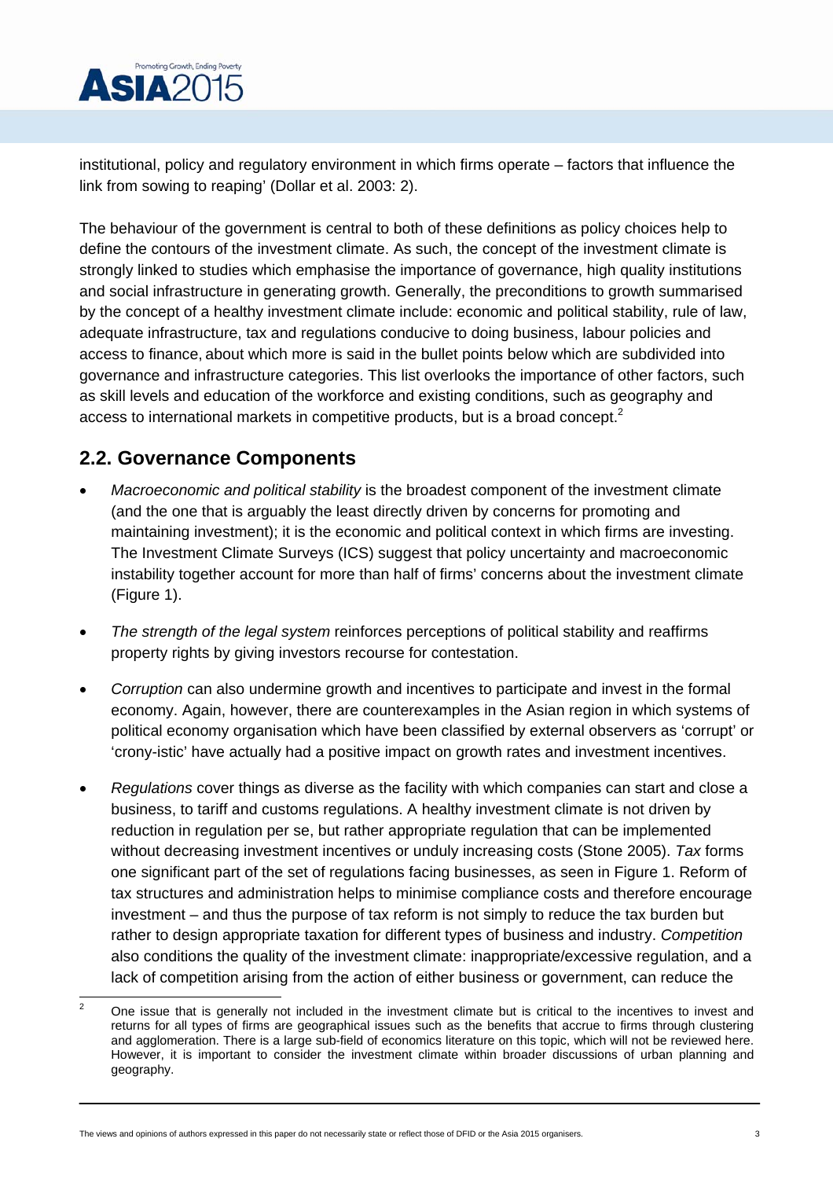institutional, policy and regulatory environment in which firms operate – factors that influence the link from sowing to reaping' (Dollar et al. 2003: 2).

The behaviour of the government is central to both of these definitions as policy choices help to define the contours of the investment climate. As such, the concept of the investment climate is strongly linked to studies which emphasise the importance of governance, high quality institutions and social infrastructure in generating growth. Generally, the preconditions to growth summarised by the concept of a healthy investment climate include: economic and political stability, rule of law, adequate infrastructure, tax and regulations conducive to doing business, labour policies and access to finance, about which more is said in the bullet points below which are subdivided into governance and infrastructure categories. This list overlooks the importance of other factors, such as skill levels and education of the workforce and existing conditions, such as geography and access to international markets in competitive products, but is a broad concept.[2]

## 2.2. Governance Components

- *Macroeconomic and political stability* is the broadest component of the investment climate (and the one that is arguably the least directly driven by concerns for promoting and maintaining investment); it is the economic and political context in which firms are investing. The Investment Climate Surveys (ICS) suggest that policy uncertainty and macroeconomic instability together account for more than half of firms' concerns about the investment climate (Figure 1).

- *The strength of the legal system* reinforces perceptions of political stability and reaffirms property rights by giving investors recourse for contestation.

- *Corruption* can also undermine growth and incentives to participate and invest in the formal economy. Again, however, there are counterexamples in the Asian region in which systems of political economy organisation which have been classified by external observers as 'corrupt' or 'crony-istic' have actually had a positive impact on growth rates and investment incentives.

- *Regulations* cover things as diverse as the facility with which companies can start and close a business, to tariff and customs regulations. A healthy investment climate is not driven by reduction in regulation per se, but rather appropriate regulation that can be implemented without decreasing investment incentives or unduly increasing costs (Stone 2005). *Tax* forms one significant part of the set of regulations facing businesses, as seen in Figure 1. Reform of tax structures and administration helps to minimise compliance costs and therefore encourage investment – and thus the purpose of tax reform is not simply to reduce the tax burden but rather to design appropriate taxation for different types of business and industry. *Competition* also conditions the quality of the investment climate: inappropriate/excessive regulation, and a lack of competition arising from the action of either business or government, can reduce the

[2] One issue that is generally not included in the investment climate but is critical to the incentives to invest and returns for all types of firms are geographical issues such as the benefits that accrue to firms through clustering and agglomeration. There is a large sub-field of economics literature on this topic, which will not be reviewed here. However, it is important to consider the investment climate within broader discussions of urban planning and geography.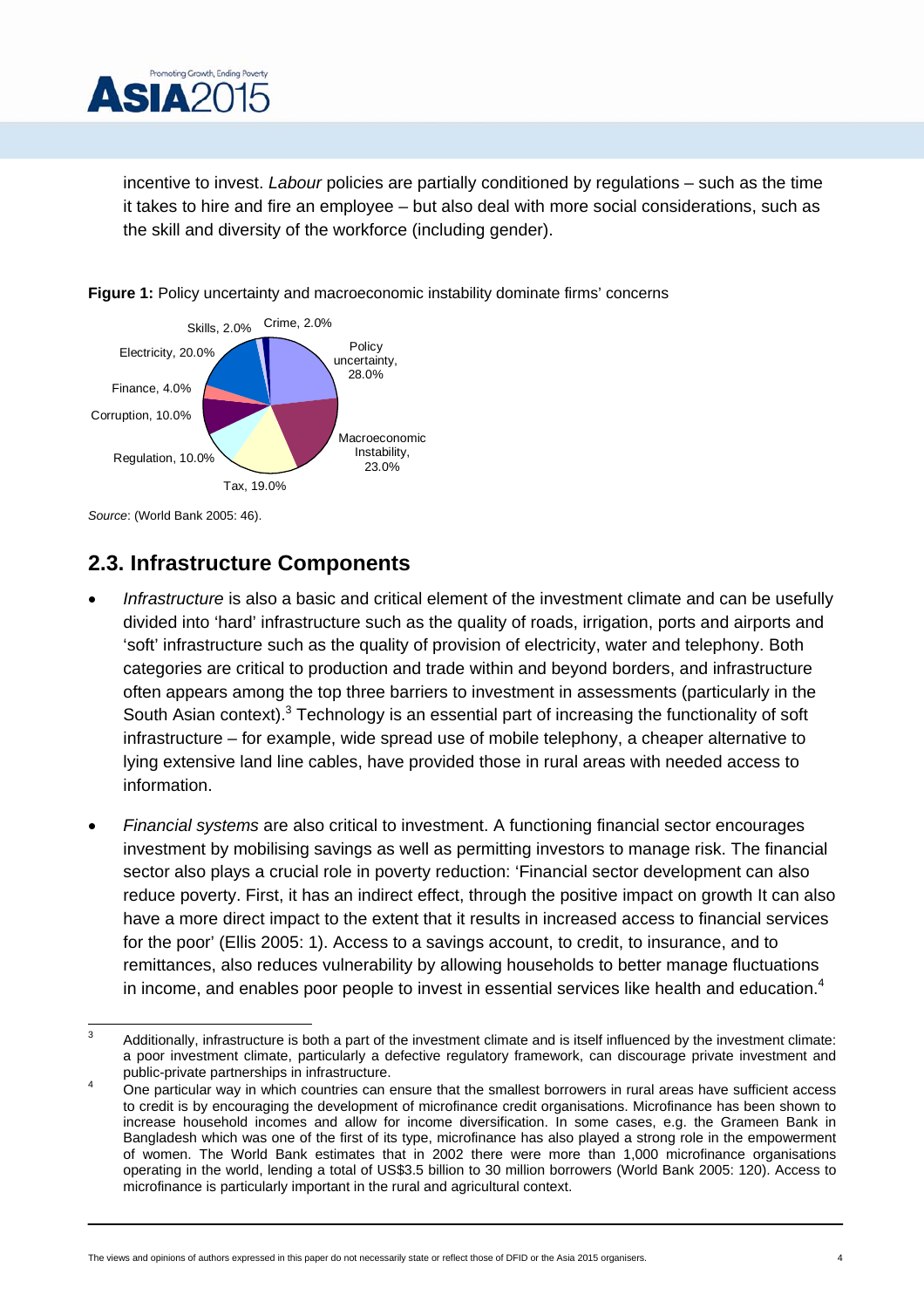incentive to invest. *Labour* policies are partially conditioned by regulations – such as the time it takes to hire and fire an employee – but also deal with more social considerations, such as the skill and diversity of the workforce (including gender).

**Figure 1:** Policy uncertainty and macroeconomic instability dominate firms' concerns

Skills, 2.0% Crime, 2.0% Policy uncertainty, 28.0% Electricity, 20.0% Finance, 4.0% Corruption, 10.0% Macroeconomic Instability, 23.0% Regulation, 10.0% Tax, 19.0%

*Source*: (World Bank 2005: 46).

## 2.3. Infrastructure Components

- *Infrastructure* is also a basic and critical element of the investment climate and can be usefully divided into 'hard' infrastructure such as the quality of roads, irrigation, ports and airports and 'soft' infrastructure such as the quality of provision of electricity, water and telephony. Both categories are critical to production and trade within and beyond borders, and infrastructure often appears among the top three barriers to investment in assessments (particularly in the South Asian context).[3] Technology is an essential part of increasing the functionality of soft infrastructure – for example, wide spread use of mobile telephony, a cheaper alternative to lying extensive land line cables, have provided those in rural areas with needed access to information.

- *Financial systems* are also critical to investment. A functioning financial sector encourages investment by mobilising savings as well as permitting investors to manage risk. The financial sector also plays a crucial role in poverty reduction: 'Financial sector development can also reduce poverty. First, it has an indirect effect, through the positive impact on growth It can also have a more direct impact to the extent that it results in increased access to financial services for the poor' (Ellis 2005: 1). Access to a savings account, to credit, to insurance, and to remittances, also reduces vulnerability by allowing households to better manage fluctuations in income, and enables poor people to invest in essential services like health and education.[4]

---

[3] Additionally, infrastructure is both a part of the investment climate and is itself influenced by the investment climate: a poor investment climate, particularly a defective regulatory framework, can discourage private investment and public-private partnerships in infrastructure.

[4] One particular way in which countries can ensure that the smallest borrowers in rural areas have sufficient access to credit is by encouraging the development of microfinance credit organisations. Microfinance has been shown to increase household incomes and allow for income diversification. In some cases, e.g. the Grameen Bank in Bangladesh which was one of the first of its type, microfinance has also played a strong role in the empowerment of women. The World Bank estimates that in 2002 there were more than 1,000 microfinance organisations operating in the world, lending a total of US$3.5 billion to 30 million borrowers (World Bank 2005: 120). Access to microfinance is particularly important in the rural and agricultural context.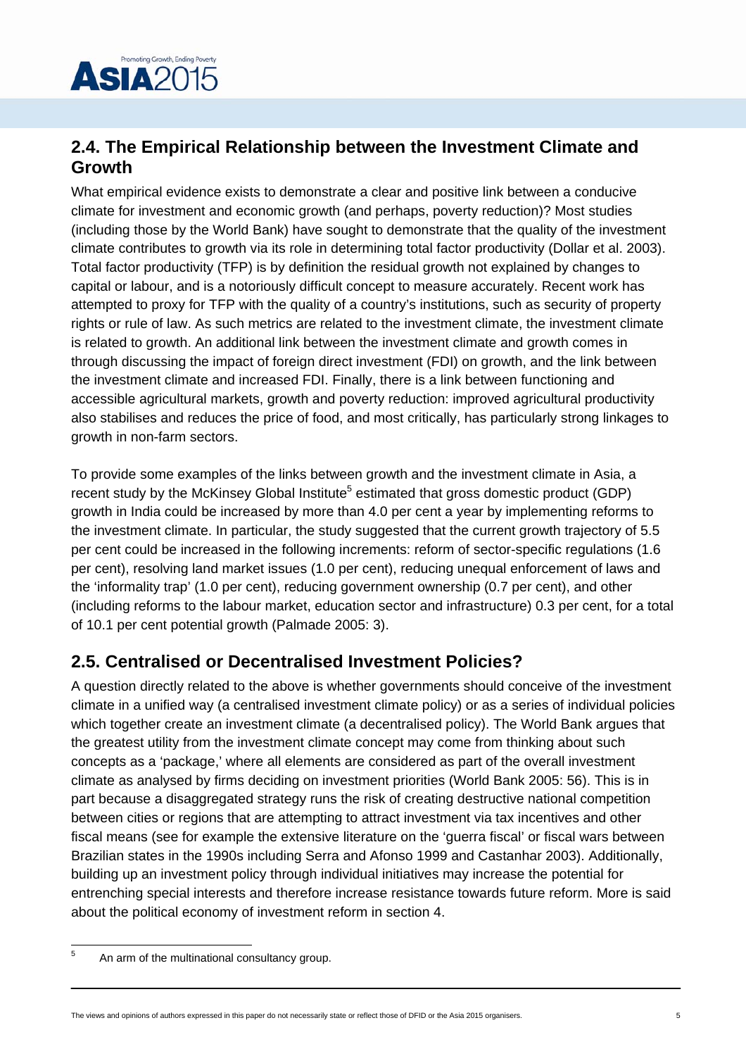## 2.4. The Empirical Relationship between the Investment Climate and Growth

What empirical evidence exists to demonstrate a clear and positive link between a conducive climate for investment and economic growth (and perhaps, poverty reduction)? Most studies (including those by the World Bank) have sought to demonstrate that the quality of the investment climate contributes to growth via its role in determining total factor productivity (Dollar et al. 2003). Total factor productivity (TFP) is by definition the residual growth not explained by changes to capital or labour, and is a notoriously difficult concept to measure accurately. Recent work has attempted to proxy for TFP with the quality of a country's institutions, such as security of property rights or rule of law. As such metrics are related to the investment climate, the investment climate is related to growth. An additional link between the investment climate and growth comes in through discussing the impact of foreign direct investment (FDI) on growth, and the link between the investment climate and increased FDI. Finally, there is a link between functioning and accessible agricultural markets, growth and poverty reduction: improved agricultural productivity also stabilises and reduces the price of food, and most critically, has particularly strong linkages to growth in non-farm sectors.

To provide some examples of the links between growth and the investment climate in Asia, a recent study by the McKinsey Global Institute[5] estimated that gross domestic product (GDP) growth in India could be increased by more than 4.0 per cent a year by implementing reforms to the investment climate. In particular, the study suggested that the current growth trajectory of 5.5 per cent could be increased in the following increments: reform of sector-specific regulations (1.6 per cent), resolving land market issues (1.0 per cent), reducing unequal enforcement of laws and the 'informality trap' (1.0 per cent), reducing government ownership (0.7 per cent), and other (including reforms to the labour market, education sector and infrastructure) 0.3 per cent, for a total of 10.1 per cent potential growth (Palmade 2005: 3).

## 2.5. Centralised or Decentralised Investment Policies?

A question directly related to the above is whether governments should conceive of the investment climate in a unified way (a centralised investment climate policy) or as a series of individual policies which together create an investment climate (a decentralised policy). The World Bank argues that the greatest utility from the investment climate concept may come from thinking about such concepts as a 'package,' where all elements are considered as part of the overall investment climate as analysed by firms deciding on investment priorities (World Bank 2005: 56). This is in part because a disaggregated strategy runs the risk of creating destructive national competition between cities or regions that are attempting to attract investment via tax incentives and other fiscal means (see for example the extensive literature on the 'guerra fiscal' or fiscal wars between Brazilian states in the 1990s including Serra and Afonso 1999 and Castanhar 2003). Additionally, building up an investment policy through individual initiatives may increase the potential for entrenching special interests and therefore increase resistance towards future reform. More is said about the political economy of investment reform in section 4.

[5] An arm of the multinational consultancy group.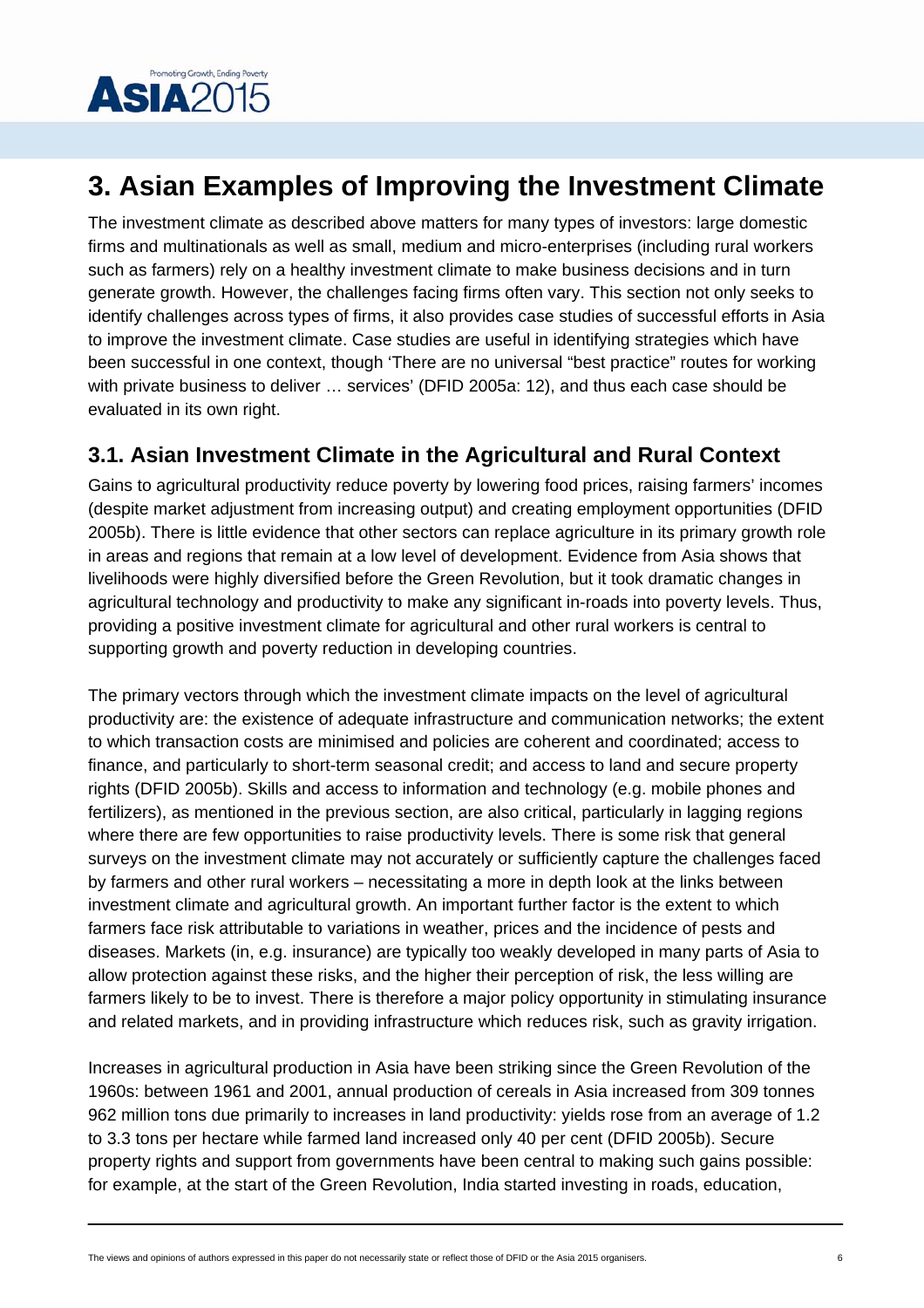# 3. Asian Examples of Improving the Investment Climate

The investment climate as described above matters for many types of investors: large domestic firms and multinationals as well as small, medium and micro-enterprises (including rural workers such as farmers) rely on a healthy investment climate to make business decisions and in turn generate growth. However, the challenges facing firms often vary. This section not only seeks to identify challenges across types of firms, it also provides case studies of successful efforts in Asia to improve the investment climate. Case studies are useful in identifying strategies which have been successful in one context, though 'There are no universal "best practice" routes for working with private business to deliver … services' (DFID 2005a: 12), and thus each case should be evaluated in its own right.

## 3.1. Asian Investment Climate in the Agricultural and Rural Context

Gains to agricultural productivity reduce poverty by lowering food prices, raising farmers' incomes (despite market adjustment from increasing output) and creating employment opportunities (DFID 2005b). There is little evidence that other sectors can replace agriculture in its primary growth role in areas and regions that remain at a low level of development. Evidence from Asia shows that livelihoods were highly diversified before the Green Revolution, but it took dramatic changes in agricultural technology and productivity to make any significant in-roads into poverty levels. Thus, providing a positive investment climate for agricultural and other rural workers is central to supporting growth and poverty reduction in developing countries.

The primary vectors through which the investment climate impacts on the level of agricultural productivity are: the existence of adequate infrastructure and communication networks; the extent to which transaction costs are minimised and policies are coherent and coordinated; access to finance, and particularly to short-term seasonal credit; and access to land and secure property rights (DFID 2005b). Skills and access to information and technology (e.g. mobile phones and fertilizers), as mentioned in the previous section, are also critical, particularly in lagging regions where there are few opportunities to raise productivity levels. There is some risk that general surveys on the investment climate may not accurately or sufficiently capture the challenges faced by farmers and other rural workers – necessitating a more in depth look at the links between investment climate and agricultural growth. An important further factor is the extent to which farmers face risk attributable to variations in weather, prices and the incidence of pests and diseases. Markets (in, e.g. insurance) are typically too weakly developed in many parts of Asia to allow protection against these risks, and the higher their perception of risk, the less willing are farmers likely to be to invest. There is therefore a major policy opportunity in stimulating insurance and related markets, and in providing infrastructure which reduces risk, such as gravity irrigation.

Increases in agricultural production in Asia have been striking since the Green Revolution of the 1960s: between 1961 and 2001, annual production of cereals in Asia increased from 309 tonnes 962 million tons due primarily to increases in land productivity: yields rose from an average of 1.2 to 3.3 tons per hectare while farmed land increased only 40 per cent (DFID 2005b). Secure property rights and support from governments have been central to making such gains possible: for example, at the start of the Green Revolution, India started investing in roads, education,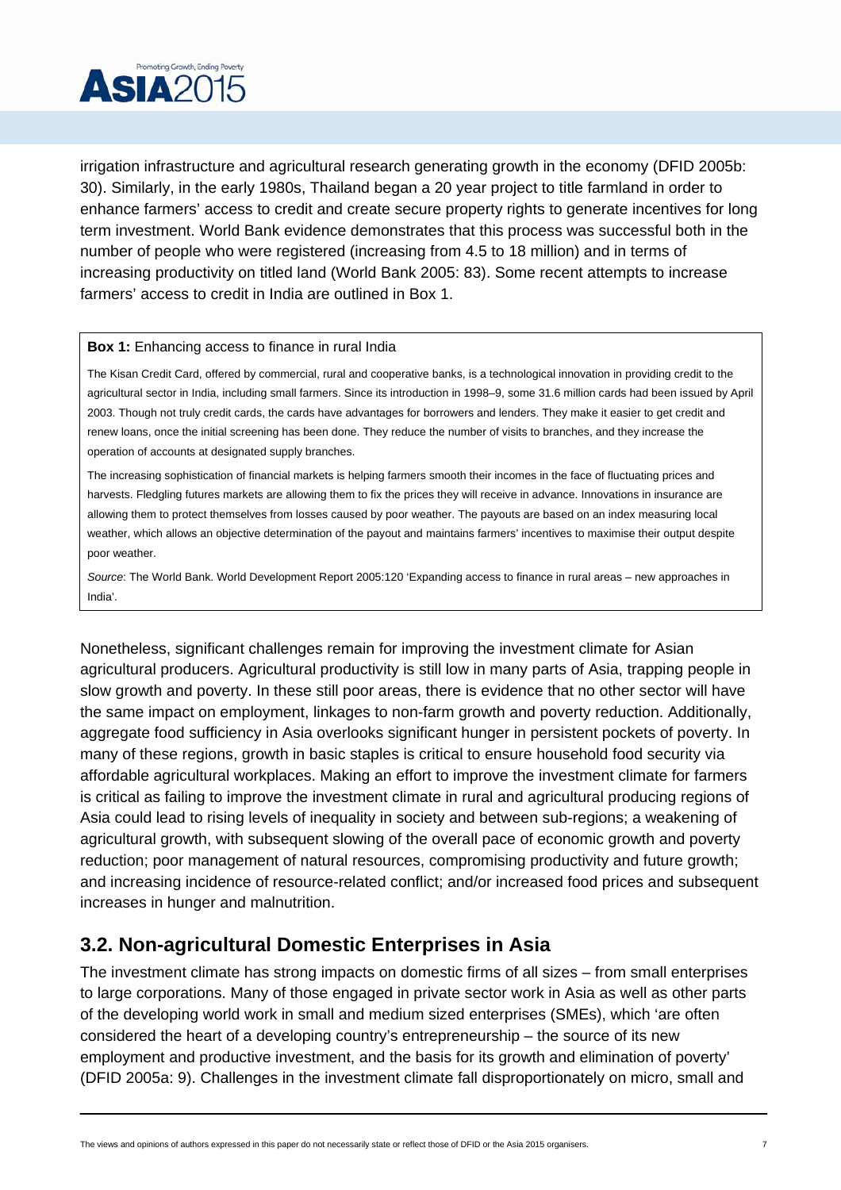irrigation infrastructure and agricultural research generating growth in the economy (DFID 2005b: 30). Similarly, in the early 1980s, Thailand began a 20 year project to title farmland in order to enhance farmers' access to credit and create secure property rights to generate incentives for long term investment. World Bank evidence demonstrates that this process was successful both in the number of people who were registered (increasing from 4.5 to 18 million) and in terms of increasing productivity on titled land (World Bank 2005: 83). Some recent attempts to increase farmers' access to credit in India are outlined in Box 1.

> **Box 1:** Enhancing access to finance in rural India
>
> The Kisan Credit Card, offered by commercial, rural and cooperative banks, is a technological innovation in providing credit to the agricultural sector in India, including small farmers. Since its introduction in 1998–9, some 31.6 million cards had been issued by April 2003. Though not truly credit cards, the cards have advantages for borrowers and lenders. They make it easier to get credit and renew loans, once the initial screening has been done. They reduce the number of visits to branches, and they increase the operation of accounts at designated supply branches.
>
> The increasing sophistication of financial markets is helping farmers smooth their incomes in the face of fluctuating prices and harvests. Fledgling futures markets are allowing them to fix the prices they will receive in advance. Innovations in insurance are allowing them to protect themselves from losses caused by poor weather. The payouts are based on an index measuring local weather, which allows an objective determination of the payout and maintains farmers' incentives to maximise their output despite poor weather.
>
> *Source*: The World Bank. World Development Report 2005:120 'Expanding access to finance in rural areas – new approaches in India'.

Nonetheless, significant challenges remain for improving the investment climate for Asian agricultural producers. Agricultural productivity is still low in many parts of Asia, trapping people in slow growth and poverty. In these still poor areas, there is evidence that no other sector will have the same impact on employment, linkages to non-farm growth and poverty reduction. Additionally, aggregate food sufficiency in Asia overlooks significant hunger in persistent pockets of poverty. In many of these regions, growth in basic staples is critical to ensure household food security via affordable agricultural workplaces. Making an effort to improve the investment climate for farmers is critical as failing to improve the investment climate in rural and agricultural producing regions of Asia could lead to rising levels of inequality in society and between sub-regions; a weakening of agricultural growth, with subsequent slowing of the overall pace of economic growth and poverty reduction; poor management of natural resources, compromising productivity and future growth; and increasing incidence of resource-related conflict; and/or increased food prices and subsequent increases in hunger and malnutrition.

## 3.2. Non-agricultural Domestic Enterprises in Asia

The investment climate has strong impacts on domestic firms of all sizes – from small enterprises to large corporations. Many of those engaged in private sector work in Asia as well as other parts of the developing world work in small and medium sized enterprises (SMEs), which 'are often considered the heart of a developing country's entrepreneurship – the source of its new employment and productive investment, and the basis for its growth and elimination of poverty' (DFID 2005a: 9). Challenges in the investment climate fall disproportionately on micro, small and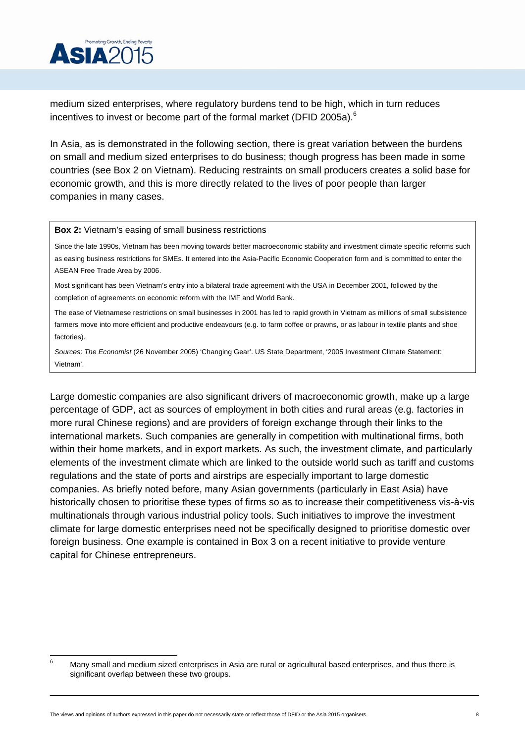medium sized enterprises, where regulatory burdens tend to be high, which in turn reduces incentives to invest or become part of the formal market (DFID 2005a).[6]

In Asia, as is demonstrated in the following section, there is great variation between the burdens on small and medium sized enterprises to do business; though progress has been made in some countries (see Box 2 on Vietnam). Reducing restraints on small producers creates a solid base for economic growth, and this is more directly related to the lives of poor people than larger companies in many cases.

> **Box 2:** Vietnam's easing of small business restrictions
>
> Since the late 1990s, Vietnam has been moving towards better macroeconomic stability and investment climate specific reforms such as easing business restrictions for SMEs. It entered into the Asia-Pacific Economic Cooperation form and is committed to enter the ASEAN Free Trade Area by 2006.
>
> Most significant has been Vietnam's entry into a bilateral trade agreement with the USA in December 2001, followed by the completion of agreements on economic reform with the IMF and World Bank.
>
> The ease of Vietnamese restrictions on small businesses in 2001 has led to rapid growth in Vietnam as millions of small subsistence farmers move into more efficient and productive endeavours (e.g. to farm coffee or prawns, or as labour in textile plants and shoe factories).
>
> *Sources*: *The Economist* (26 November 2005) 'Changing Gear'. US State Department, '2005 Investment Climate Statement: Vietnam'.

Large domestic companies are also significant drivers of macroeconomic growth, make up a large percentage of GDP, act as sources of employment in both cities and rural areas (e.g. factories in more rural Chinese regions) and are providers of foreign exchange through their links to the international markets. Such companies are generally in competition with multinational firms, both within their home markets, and in export markets. As such, the investment climate, and particularly elements of the investment climate which are linked to the outside world such as tariff and customs regulations and the state of ports and airstrips are especially important to large domestic companies. As briefly noted before, many Asian governments (particularly in East Asia) have historically chosen to prioritise these types of firms so as to increase their competitiveness vis-à-vis multinationals through various industrial policy tools. Such initiatives to improve the investment climate for large domestic enterprises need not be specifically designed to prioritise domestic over foreign business. One example is contained in Box 3 on a recent initiative to provide venture capital for Chinese entrepreneurs.

---

[6] Many small and medium sized enterprises in Asia are rural or agricultural based enterprises, and thus there is significant overlap between these two groups.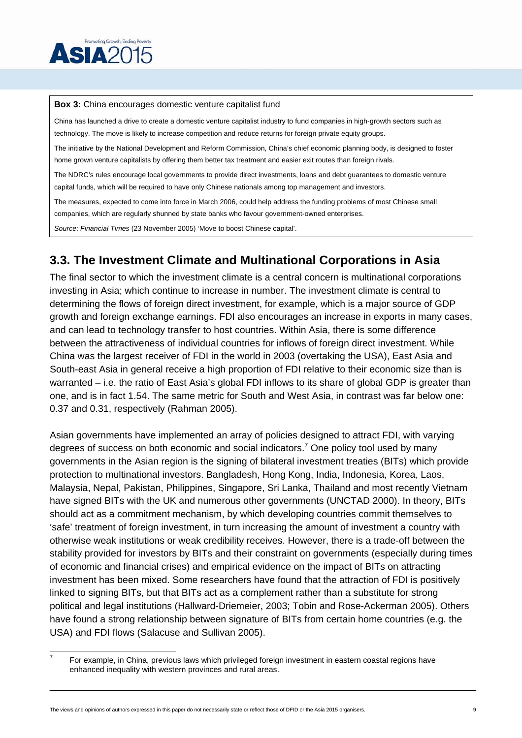**Box 3:** China encourages domestic venture capitalist fund

China has launched a drive to create a domestic venture capitalist industry to fund companies in high-growth sectors such as technology. The move is likely to increase competition and reduce returns for foreign private equity groups.

The initiative by the National Development and Reform Commission, China's chief economic planning body, is designed to foster home grown venture capitalists by offering them better tax treatment and easier exit routes than foreign rivals.

The NDRC's rules encourage local governments to provide direct investments, loans and debt guarantees to domestic venture capital funds, which will be required to have only Chinese nationals among top management and investors.

The measures, expected to come into force in March 2006, could help address the funding problems of most Chinese small companies, which are regularly shunned by state banks who favour government-owned enterprises.

*Source*: *Financial Times* (23 November 2005) 'Move to boost Chinese capital'.

## 3.3. The Investment Climate and Multinational Corporations in Asia

The final sector to which the investment climate is a central concern is multinational corporations investing in Asia; which continue to increase in number. The investment climate is central to determining the flows of foreign direct investment, for example, which is a major source of GDP growth and foreign exchange earnings. FDI also encourages an increase in exports in many cases, and can lead to technology transfer to host countries. Within Asia, there is some difference between the attractiveness of individual countries for inflows of foreign direct investment. While China was the largest receiver of FDI in the world in 2003 (overtaking the USA), East Asia and South-east Asia in general receive a high proportion of FDI relative to their economic size than is warranted – i.e. the ratio of East Asia's global FDI inflows to its share of global GDP is greater than one, and is in fact 1.54. The same metric for South and West Asia, in contrast was far below one: 0.37 and 0.31, respectively (Rahman 2005).

Asian governments have implemented an array of policies designed to attract FDI, with varying degrees of success on both economic and social indicators.[7] One policy tool used by many governments in the Asian region is the signing of bilateral investment treaties (BITs) which provide protection to multinational investors. Bangladesh, Hong Kong, India, Indonesia, Korea, Laos, Malaysia, Nepal, Pakistan, Philippines, Singapore, Sri Lanka, Thailand and most recently Vietnam have signed BITs with the UK and numerous other governments (UNCTAD 2000). In theory, BITs should act as a commitment mechanism, by which developing countries commit themselves to 'safe' treatment of foreign investment, in turn increasing the amount of investment a country with otherwise weak institutions or weak credibility receives. However, there is a trade-off between the stability provided for investors by BITs and their constraint on governments (especially during times of economic and financial crises) and empirical evidence on the impact of BITs on attracting investment has been mixed. Some researchers have found that the attraction of FDI is positively linked to signing BITs, but that BITs act as a complement rather than a substitute for strong political and legal institutions (Hallward-Driemeier, 2003; Tobin and Rose-Ackerman 2005). Others have found a strong relationship between signature of BITs from certain home countries (e.g. the USA) and FDI flows (Salacuse and Sullivan 2005).

[7] For example, in China, previous laws which privileged foreign investment in eastern coastal regions have enhanced inequality with western provinces and rural areas.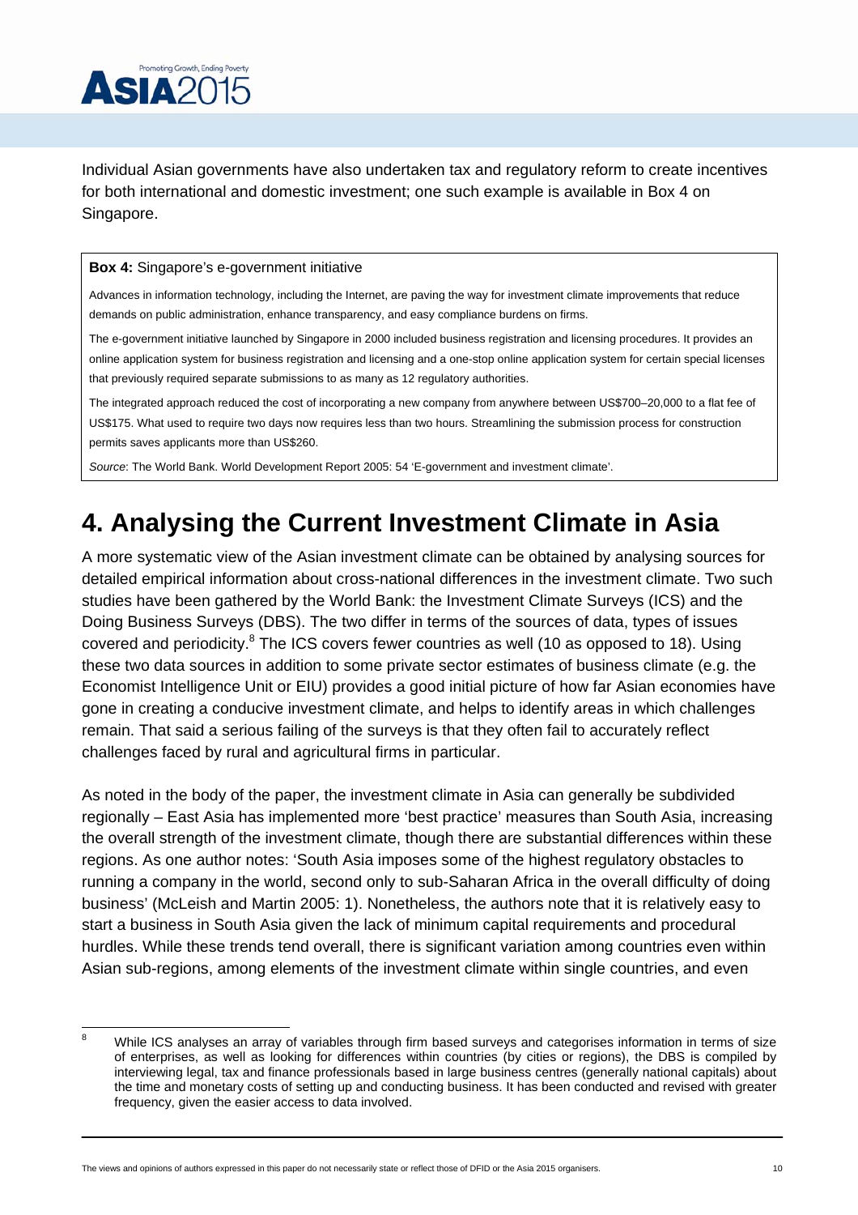Individual Asian governments have also undertaken tax and regulatory reform to create incentives for both international and domestic investment; one such example is available in Box 4 on Singapore.

> **Box 4:** Singapore's e-government initiative
>
> Advances in information technology, including the Internet, are paving the way for investment climate improvements that reduce demands on public administration, enhance transparency, and easy compliance burdens on firms.
>
> The e-government initiative launched by Singapore in 2000 included business registration and licensing procedures. It provides an online application system for business registration and licensing and a one-stop online application system for certain special licenses that previously required separate submissions to as many as 12 regulatory authorities.
>
> The integrated approach reduced the cost of incorporating a new company from anywhere between US$700–20,000 to a flat fee of US$175. What used to require two days now requires less than two hours. Streamlining the submission process for construction permits saves applicants more than US$260.
>
> *Source*: The World Bank. World Development Report 2005: 54 'E-government and investment climate'.

# 4. Analysing the Current Investment Climate in Asia

A more systematic view of the Asian investment climate can be obtained by analysing sources for detailed empirical information about cross-national differences in the investment climate. Two such studies have been gathered by the World Bank: the Investment Climate Surveys (ICS) and the Doing Business Surveys (DBS). The two differ in terms of the sources of data, types of issues covered and periodicity.[8] The ICS covers fewer countries as well (10 as opposed to 18). Using these two data sources in addition to some private sector estimates of business climate (e.g. the Economist Intelligence Unit or EIU) provides a good initial picture of how far Asian economies have gone in creating a conducive investment climate, and helps to identify areas in which challenges remain. That said a serious failing of the surveys is that they often fail to accurately reflect challenges faced by rural and agricultural firms in particular.

As noted in the body of the paper, the investment climate in Asia can generally be subdivided regionally – East Asia has implemented more 'best practice' measures than South Asia, increasing the overall strength of the investment climate, though there are substantial differences within these regions. As one author notes: 'South Asia imposes some of the highest regulatory obstacles to running a company in the world, second only to sub-Saharan Africa in the overall difficulty of doing business' (McLeish and Martin 2005: 1). Nonetheless, the authors note that it is relatively easy to start a business in South Asia given the lack of minimum capital requirements and procedural hurdles. While these trends tend overall, there is significant variation among countries even within Asian sub-regions, among elements of the investment climate within single countries, and even

[8] While ICS analyses an array of variables through firm based surveys and categorises information in terms of size of enterprises, as well as looking for differences within countries (by cities or regions), the DBS is compiled by interviewing legal, tax and finance professionals based in large business centres (generally national capitals) about the time and monetary costs of setting up and conducting business. It has been conducted and revised with greater frequency, given the easier access to data involved.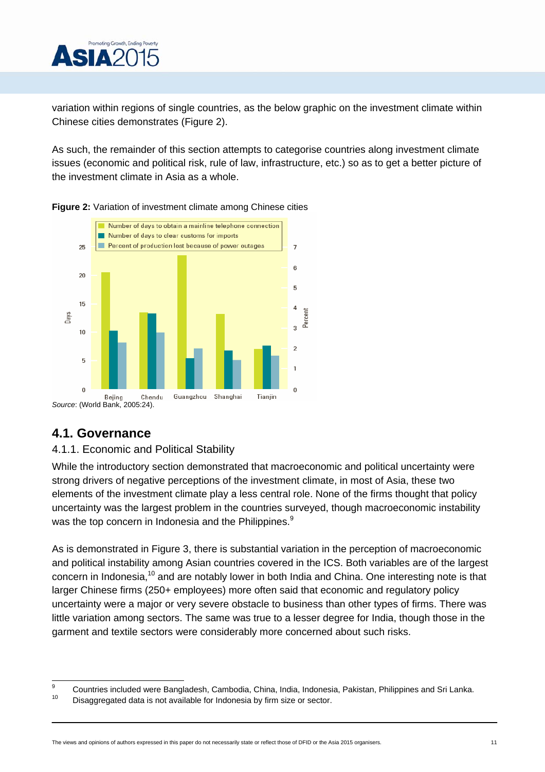variation within regions of single countries, as the below graphic on the investment climate within Chinese cities demonstrates (Figure 2).

As such, the remainder of this section attempts to categorise countries along investment climate issues (economic and political risk, rule of law, infrastructure, etc.) so as to get a better picture of the investment climate in Asia as a whole.

**Figure 2:** Variation of investment climate among Chinese cities

*Source*: (World Bank, 2005:24).

## 4.1. Governance

### 4.1.1. Economic and Political Stability

While the introductory section demonstrated that macroeconomic and political uncertainty were strong drivers of negative perceptions of the investment climate, in most of Asia, these two elements of the investment climate play a less central role. None of the firms thought that policy uncertainty was the largest problem in the countries surveyed, though macroeconomic instability was the top concern in Indonesia and the Philippines.[9]

As is demonstrated in Figure 3, there is substantial variation in the perception of macroeconomic and political instability among Asian countries covered in the ICS. Both variables are of the largest concern in Indonesia,[10] and are notably lower in both India and China. One interesting note is that larger Chinese firms (250+ employees) more often said that economic and regulatory policy uncertainty were a major or very severe obstacle to business than other types of firms. There was little variation among sectors. The same was true to a lesser degree for India, though those in the garment and textile sectors were considerably more concerned about such risks.

[9] Countries included were Bangladesh, Cambodia, China, India, Indonesia, Pakistan, Philippines and Sri Lanka.

[10] Disaggregated data is not available for Indonesia by firm size or sector.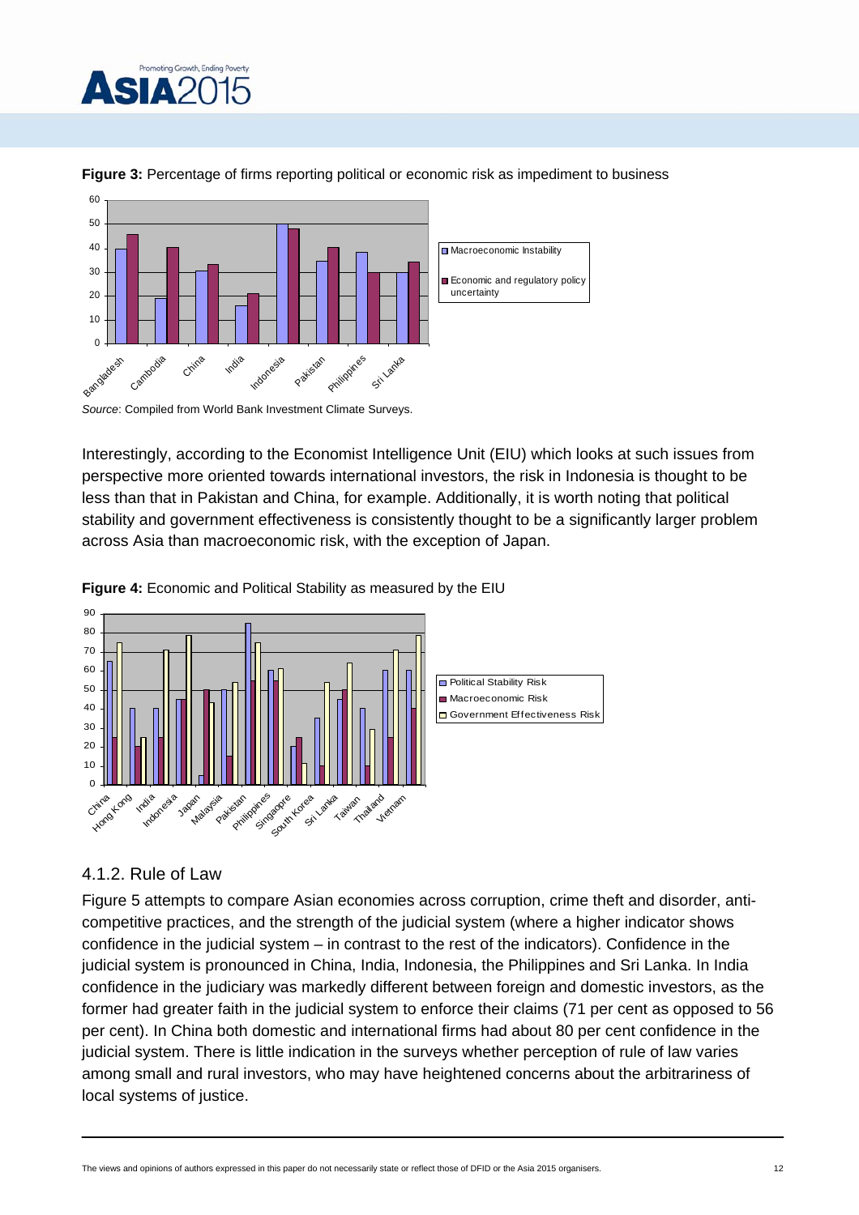**Figure 3:** Percentage of firms reporting political or economic risk as impediment to business

*Source*: Compiled from World Bank Investment Climate Surveys.

Interestingly, according to the Economist Intelligence Unit (EIU) which looks at such issues from perspective more oriented towards international investors, the risk in Indonesia is thought to be less than that in Pakistan and China, for example. Additionally, it is worth noting that political stability and government effectiveness is consistently thought to be a significantly larger problem across Asia than macroeconomic risk, with the exception of Japan.

**Figure 4:** Economic and Political Stability as measured by the EIU

### 4.1.2. Rule of Law

Figure 5 attempts to compare Asian economies across corruption, crime theft and disorder, anti-competitive practices, and the strength of the judicial system (where a higher indicator shows confidence in the judicial system – in contrast to the rest of the indicators). Confidence in the judicial system is pronounced in China, India, Indonesia, the Philippines and Sri Lanka. In India confidence in the judiciary was markedly different between foreign and domestic investors, as the former had greater faith in the judicial system to enforce their claims (71 per cent as opposed to 56 per cent). In China both domestic and international firms had about 80 per cent confidence in the judicial system. There is little indication in the surveys whether perception of rule of law varies among small and rural investors, who may have heightened concerns about the arbitrariness of local systems of justice.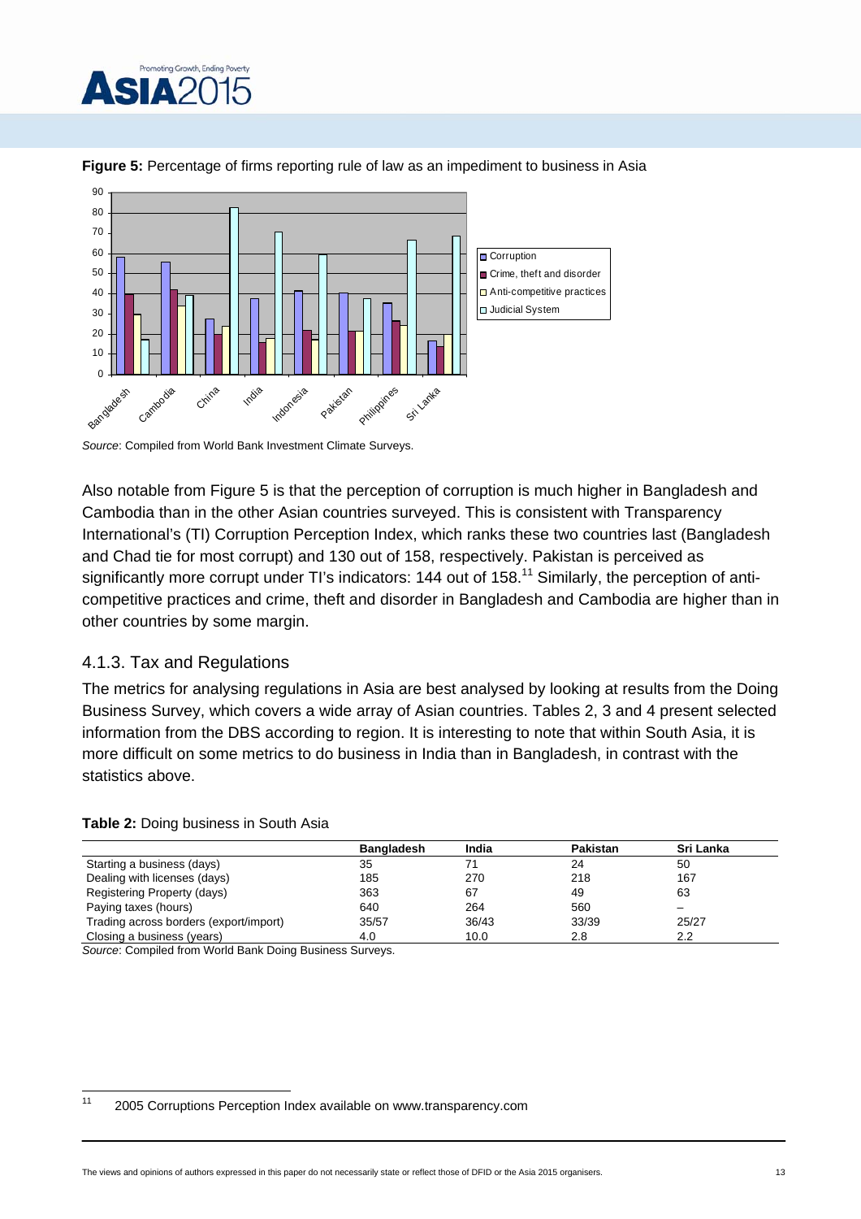**Figure 5:** Percentage of firms reporting rule of law as an impediment to business in Asia

*Source*: Compiled from World Bank Investment Climate Surveys.

Also notable from Figure 5 is that the perception of corruption is much higher in Bangladesh and Cambodia than in the other Asian countries surveyed. This is consistent with Transparency International's (TI) Corruption Perception Index, which ranks these two countries last (Bangladesh and Chad tie for most corrupt) and 130 out of 158, respectively. Pakistan is perceived as significantly more corrupt under TI's indicators: 144 out of 158.[11] Similarly, the perception of anti-competitive practices and crime, theft and disorder in Bangladesh and Cambodia are higher than in other countries by some margin.

### 4.1.3. Tax and Regulations

The metrics for analysing regulations in Asia are best analysed by looking at results from the Doing Business Survey, which covers a wide array of Asian countries. Tables 2, 3 and 4 present selected information from the DBS according to region. It is interesting to note that within South Asia, it is more difficult on some metrics to do business in India than in Bangladesh, in contrast with the statistics above.

**Table 2:** Doing business in South Asia

| | Bangladesh | India | Pakistan | Sri Lanka |
|---|---|---|---|---|
| Starting a business (days) | 35 | 71 | 24 | 50 |
| Dealing with licenses (days) | 185 | 270 | 218 | 167 |
| Registering Property (days) | 363 | 67 | 49 | 63 |
| Paying taxes (hours) | 640 | 264 | 560 | – |
| Trading across borders (export/import) | 35/57 | 36/43 | 33/39 | 25/27 |
| Closing a business (years) | 4.0 | 10.0 | 2.8 | 2.2 |

*Source*: Compiled from World Bank Doing Business Surveys.

[11] 2005 Corruptions Perception Index available on www.transparency.com

The views and opinions of authors expressed in this paper do not necessarily state or reflect those of DFID or the Asia 2015 organisers.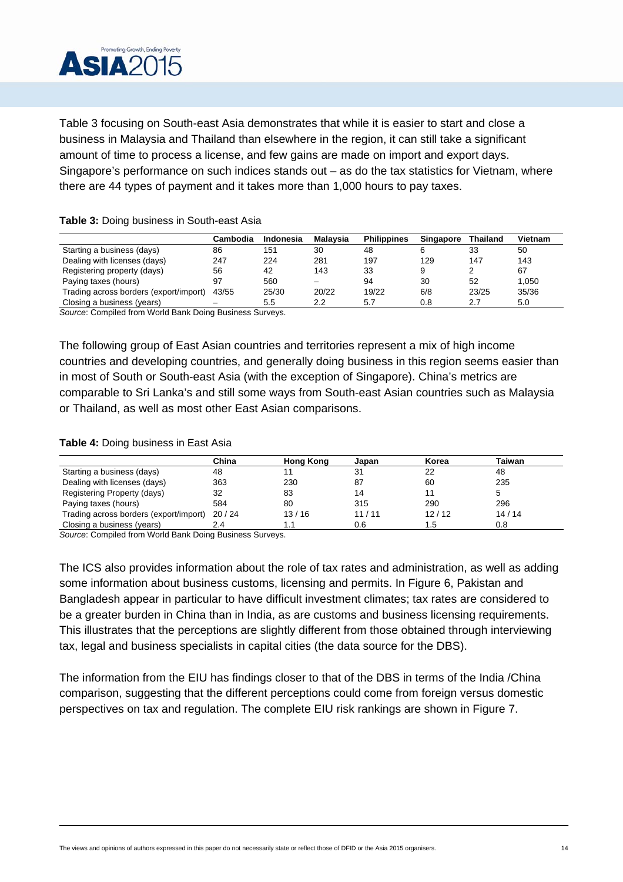Table 3 focusing on South-east Asia demonstrates that while it is easier to start and close a business in Malaysia and Thailand than elsewhere in the region, it can still take a significant amount of time to process a license, and few gains are made on import and export days. Singapore's performance on such indices stands out – as do the tax statistics for Vietnam, where there are 44 types of payment and it takes more than 1,000 hours to pay taxes.

**Table 3:** Doing business in South-east Asia

| | Cambodia | Indonesia | Malaysia | Philippines | Singapore | Thailand | Vietnam |
|---|---|---|---|---|---|---|---|
| Starting a business (days) | 86 | 151 | 30 | 48 | 6 | 33 | 50 |
| Dealing with licenses (days) | 247 | 224 | 281 | 197 | 129 | 147 | 143 |
| Registering property (days) | 56 | 42 | 143 | 33 | 9 | 2 | 67 |
| Paying taxes (hours) | 97 | 560 | – | 94 | 30 | 52 | 1,050 |
| Trading across borders (export/import) | 43/55 | 25/30 | 20/22 | 19/22 | 6/8 | 23/25 | 35/36 |
| Closing a business (years) | – | 5.5 | 2.2 | 5.7 | 0.8 | 2.7 | 5.0 |

*Source*: Compiled from World Bank Doing Business Surveys.

The following group of East Asian countries and territories represent a mix of high income countries and developing countries, and generally doing business in this region seems easier than in most of South or South-east Asia (with the exception of Singapore). China's metrics are comparable to Sri Lanka's and still some ways from South-east Asian countries such as Malaysia or Thailand, as well as most other East Asian comparisons.

**Table 4:** Doing business in East Asia

| | China | Hong Kong | Japan | Korea | Taiwan |
|---|---|---|---|---|---|
| Starting a business (days) | 48 | 11 | 31 | 22 | 48 |
| Dealing with licenses (days) | 363 | 230 | 87 | 60 | 235 |
| Registering Property (days) | 32 | 83 | 14 | 11 | 5 |
| Paying taxes (hours) | 584 | 80 | 315 | 290 | 296 |
| Trading across borders (export/import) | 20 / 24 | 13 / 16 | 11 / 11 | 12 / 12 | 14 / 14 |
| Closing a business (years) | 2.4 | 1.1 | 0.6 | 1.5 | 0.8 |

*Source*: Compiled from World Bank Doing Business Surveys.

The ICS also provides information about the role of tax rates and administration, as well as adding some information about business customs, licensing and permits. In Figure 6, Pakistan and Bangladesh appear in particular to have difficult investment climates; tax rates are considered to be a greater burden in China than in India, as are customs and business licensing requirements. This illustrates that the perceptions are slightly different from those obtained through interviewing tax, legal and business specialists in capital cities (the data source for the DBS).

The information from the EIU has findings closer to that of the DBS in terms of the India /China comparison, suggesting that the different perceptions could come from foreign versus domestic perspectives on tax and regulation. The complete EIU risk rankings are shown in Figure 7.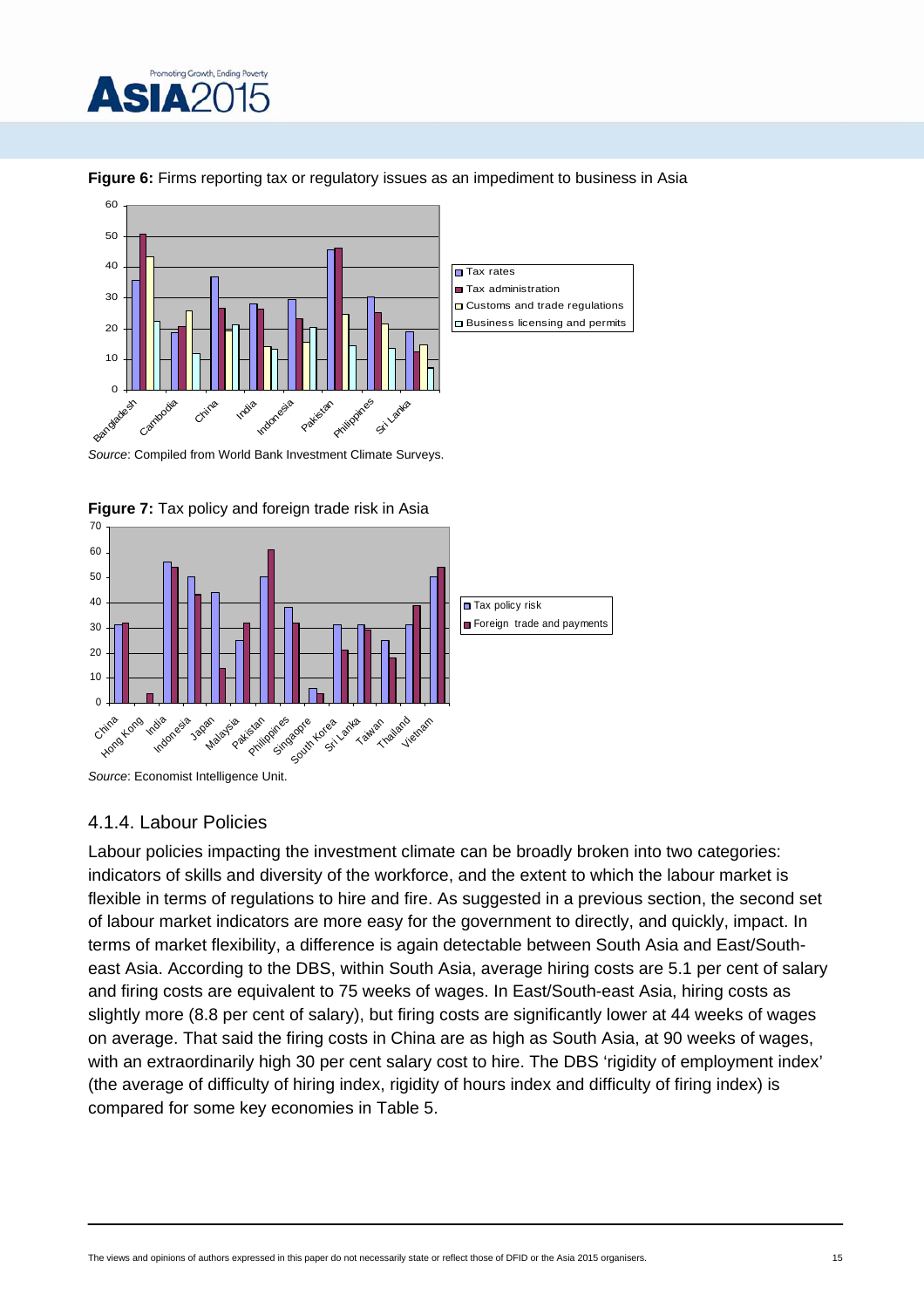**Figure 6:** Firms reporting tax or regulatory issues as an impediment to business in Asia

*Source*: Compiled from World Bank Investment Climate Surveys.

**Figure 7:** Tax policy and foreign trade risk in Asia

*Source*: Economist Intelligence Unit.

### 4.1.4. Labour Policies

Labour policies impacting the investment climate can be broadly broken into two categories: indicators of skills and diversity of the workforce, and the extent to which the labour market is flexible in terms of regulations to hire and fire. As suggested in a previous section, the second set of labour market indicators are more easy for the government to directly, and quickly, impact. In terms of market flexibility, a difference is again detectable between South Asia and East/South-east Asia. According to the DBS, within South Asia, average hiring costs are 5.1 per cent of salary and firing costs are equivalent to 75 weeks of wages. In East/South-east Asia, hiring costs as slightly more (8.8 per cent of salary), but firing costs are significantly lower at 44 weeks of wages on average. That said the firing costs in China are as high as South Asia, at 90 weeks of wages, with an extraordinarily high 30 per cent salary cost to hire. The DBS 'rigidity of employment index' (the average of difficulty of hiring index, rigidity of hours index and difficulty of firing index) is compared for some key economies in Table 5.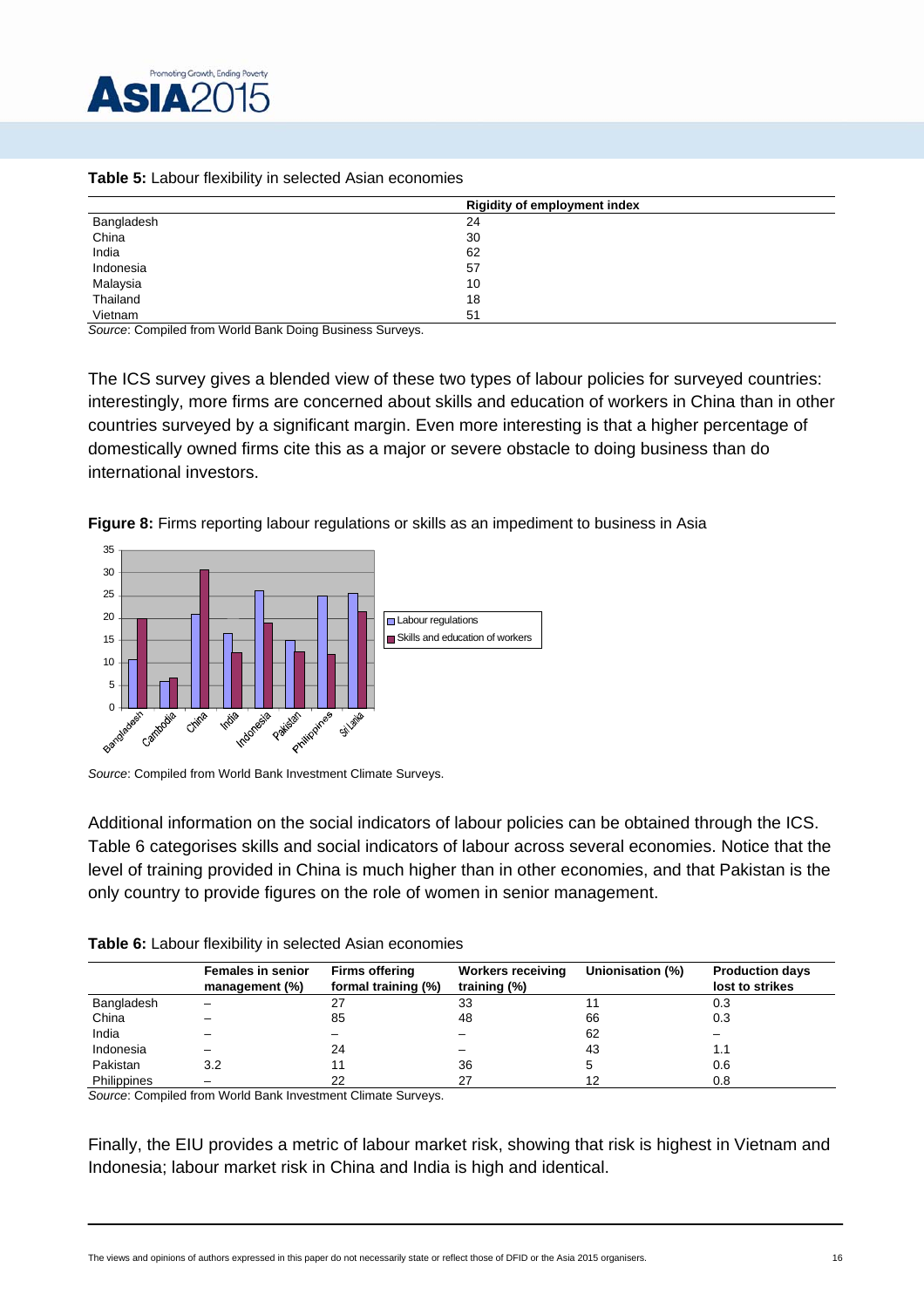**Table 5:** Labour flexibility in selected Asian economies

| | Rigidity of employment index |
|---|---|
| Bangladesh | 24 |
| China | 30 |
| India | 62 |
| Indonesia | 57 |
| Malaysia | 10 |
| Thailand | 18 |
| Vietnam | 51 |

*Source*: Compiled from World Bank Doing Business Surveys.

The ICS survey gives a blended view of these two types of labour policies for surveyed countries: interestingly, more firms are concerned about skills and education of workers in China than in other countries surveyed by a significant margin. Even more interesting is that a higher percentage of domestically owned firms cite this as a major or severe obstacle to doing business than do international investors.

**Figure 8:** Firms reporting labour regulations or skills as an impediment to business in Asia

*Source*: Compiled from World Bank Investment Climate Surveys.

Additional information on the social indicators of labour policies can be obtained through the ICS. Table 6 categorises skills and social indicators of labour across several economies. Notice that the level of training provided in China is much higher than in other economies, and that Pakistan is the only country to provide figures on the role of women in senior management.

**Table 6:** Labour flexibility in selected Asian economies

| | Females in senior management (%) | Firms offering formal training (%) | Workers receiving training (%) | Unionisation (%) | Production days lost to strikes |
|---|---|---|---|---|---|
| Bangladesh | – | 27 | 33 | 11 | 0.3 |
| China | – | 85 | 48 | 66 | 0.3 |
| India | – | – | – | 62 | – |
| Indonesia | – | 24 | – | 43 | 1.1 |
| Pakistan | 3.2 | 11 | 36 | 5 | 0.6 |
| Philippines | – | 22 | 27 | 12 | 0.8 |

*Source*: Compiled from World Bank Investment Climate Surveys.

Finally, the EIU provides a metric of labour market risk, showing that risk is highest in Vietnam and Indonesia; labour market risk in China and India is high and identical.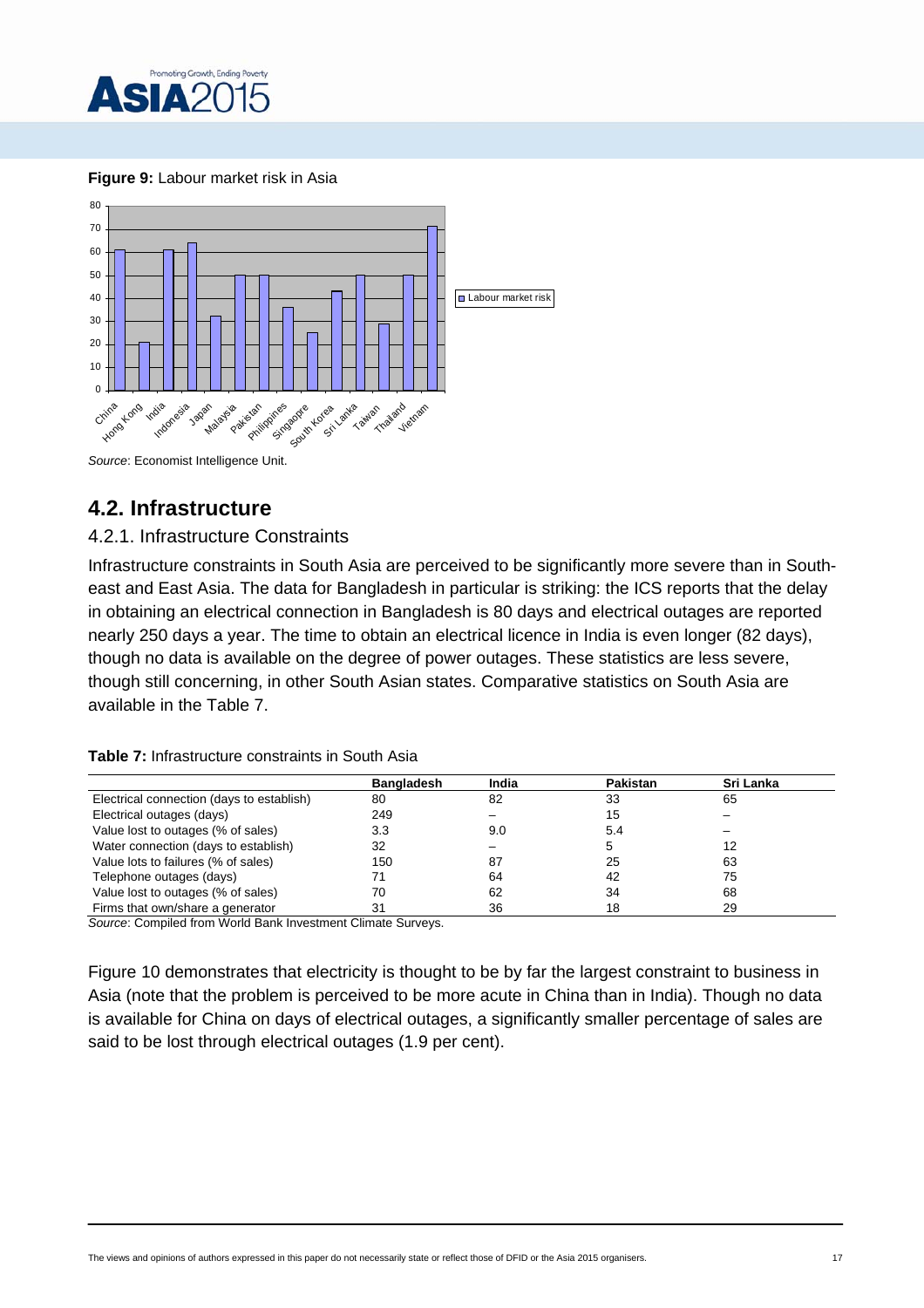**Figure 9:** Labour market risk in Asia

*Source*: Economist Intelligence Unit.

## 4.2. Infrastructure

### 4.2.1. Infrastructure Constraints

Infrastructure constraints in South Asia are perceived to be significantly more severe than in South-east and East Asia. The data for Bangladesh in particular is striking: the ICS reports that the delay in obtaining an electrical connection in Bangladesh is 80 days and electrical outages are reported nearly 250 days a year. The time to obtain an electrical licence in India is even longer (82 days), though no data is available on the degree of power outages. These statistics are less severe, though still concerning, in other South Asian states. Comparative statistics on South Asia are available in the Table 7.

**Table 7:** Infrastructure constraints in South Asia

| | Bangladesh | India | Pakistan | Sri Lanka |
|---|---|---|---|---|
| Electrical connection (days to establish) | 80 | 82 | 33 | 65 |
| Electrical outages (days) | 249 | – | 15 | – |
| Value lost to outages (% of sales) | 3.3 | 9.0 | 5.4 | – |
| Water connection (days to establish) | 32 | – | 5 | 12 |
| Value lots to failures (% of sales) | 150 | 87 | 25 | 63 |
| Telephone outages (days) | 71 | 64 | 42 | 75 |
| Value lost to outages (% of sales) | 70 | 62 | 34 | 68 |
| Firms that own/share a generator | 31 | 36 | 18 | 29 |

*Source*: Compiled from World Bank Investment Climate Surveys.

Figure 10 demonstrates that electricity is thought to be by far the largest constraint to business in Asia (note that the problem is perceived to be more acute in China than in India). Though no data is available for China on days of electrical outages, a significantly smaller percentage of sales are said to be lost through electrical outages (1.9 per cent).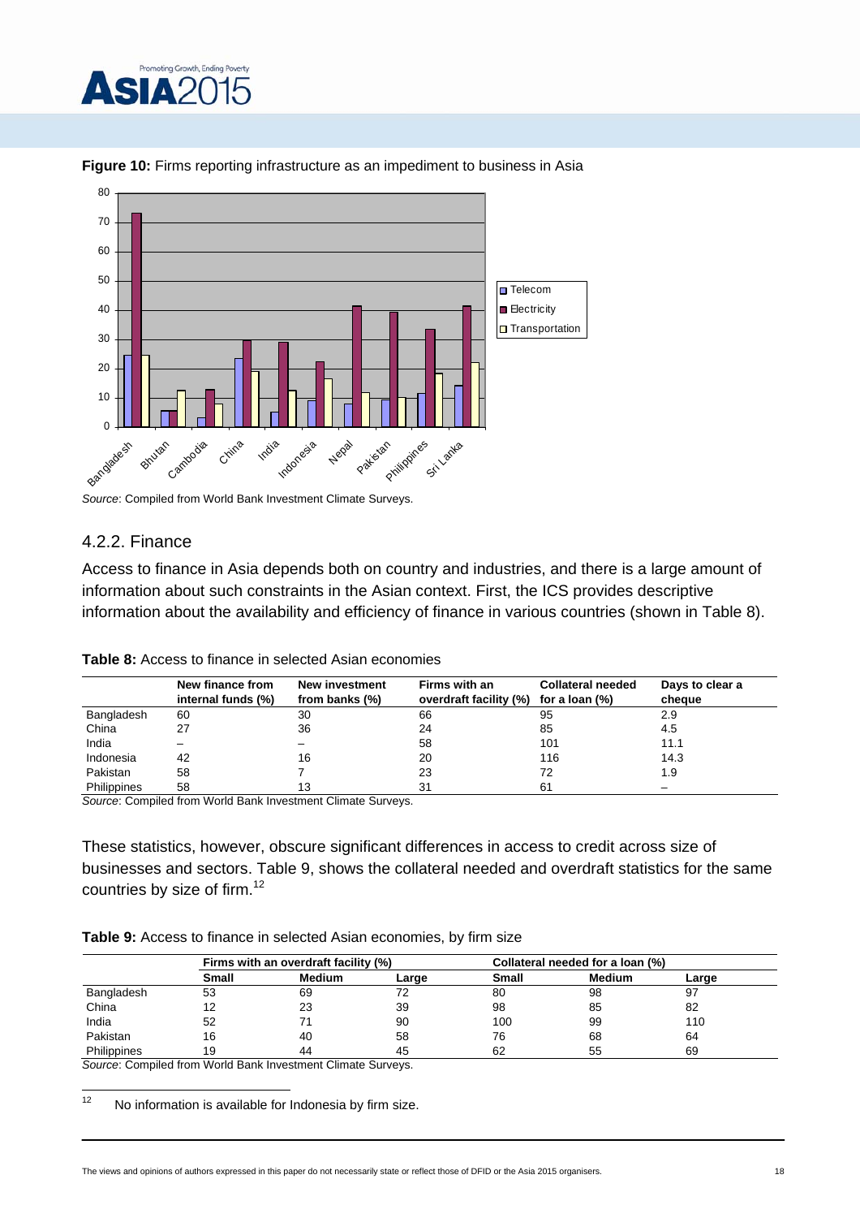**Figure 10:** Firms reporting infrastructure as an impediment to business in Asia

*Source*: Compiled from World Bank Investment Climate Surveys.

### 4.2.2. Finance

Access to finance in Asia depends both on country and industries, and there is a large amount of information about such constraints in the Asian context. First, the ICS provides descriptive information about the availability and efficiency of finance in various countries (shown in Table 8).

**Table 8:** Access to finance in selected Asian economies

| | New finance from internal funds (%) | New investment from banks (%) | Firms with an overdraft facility (%) | Collateral needed for a loan (%) | Days to clear a cheque |
|---|---|---|---|---|---|
| Bangladesh | 60 | 30 | 66 | 95 | 2.9 |
| China | 27 | 36 | 24 | 85 | 4.5 |
| India | – | – | 58 | 101 | 11.1 |
| Indonesia | 42 | 16 | 20 | 116 | 14.3 |
| Pakistan | 58 | 7 | 23 | 72 | 1.9 |
| Philippines | 58 | 13 | 31 | 61 | – |

*Source*: Compiled from World Bank Investment Climate Surveys.

These statistics, however, obscure significant differences in access to credit across size of businesses and sectors. Table 9, shows the collateral needed and overdraft statistics for the same countries by size of firm.[12]

**Table 9:** Access to finance in selected Asian economies, by firm size

| | Firms with an overdraft facility (%) | | | Collateral needed for a loan (%) | | |
|---|---|---|---|---|---|---|
| | Small | Medium | Large | Small | Medium | Large |
| Bangladesh | 53 | 69 | 72 | 80 | 98 | 97 |
| China | 12 | 23 | 39 | 98 | 85 | 82 |
| India | 52 | 71 | 90 | 100 | 99 | 110 |
| Pakistan | 16 | 40 | 58 | 76 | 68 | 64 |
| Philippines | 19 | 44 | 45 | 62 | 55 | 69 |

*Source*: Compiled from World Bank Investment Climate Surveys.

[12] No information is available for Indonesia by firm size.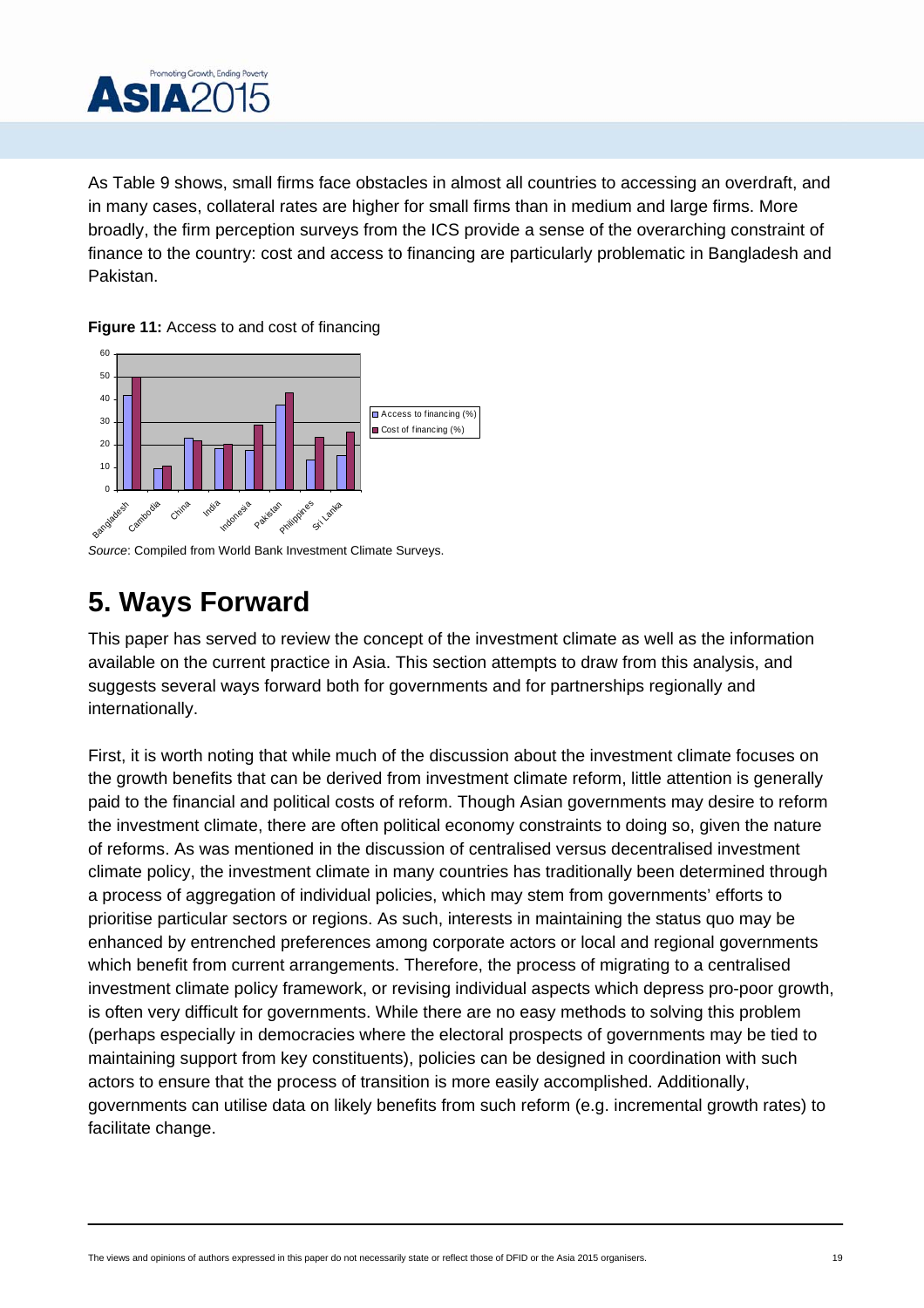As Table 9 shows, small firms face obstacles in almost all countries to accessing an overdraft, and in many cases, collateral rates are higher for small firms than in medium and large firms. More broadly, the firm perception surveys from the ICS provide a sense of the overarching constraint of finance to the country: cost and access to financing are particularly problematic in Bangladesh and Pakistan.

**Figure 11:** Access to and cost of financing

*Source*: Compiled from World Bank Investment Climate Surveys.

# 5. Ways Forward

This paper has served to review the concept of the investment climate as well as the information available on the current practice in Asia. This section attempts to draw from this analysis, and suggests several ways forward both for governments and for partnerships regionally and internationally.

First, it is worth noting that while much of the discussion about the investment climate focuses on the growth benefits that can be derived from investment climate reform, little attention is generally paid to the financial and political costs of reform. Though Asian governments may desire to reform the investment climate, there are often political economy constraints to doing so, given the nature of reforms. As was mentioned in the discussion of centralised versus decentralised investment climate policy, the investment climate in many countries has traditionally been determined through a process of aggregation of individual policies, which may stem from governments' efforts to prioritise particular sectors or regions. As such, interests in maintaining the status quo may be enhanced by entrenched preferences among corporate actors or local and regional governments which benefit from current arrangements. Therefore, the process of migrating to a centralised investment climate policy framework, or revising individual aspects which depress pro-poor growth, is often very difficult for governments. While there are no easy methods to solving this problem (perhaps especially in democracies where the electoral prospects of governments may be tied to maintaining support from key constituents), policies can be designed in coordination with such actors to ensure that the process of transition is more easily accomplished. Additionally, governments can utilise data on likely benefits from such reform (e.g. incremental growth rates) to facilitate change.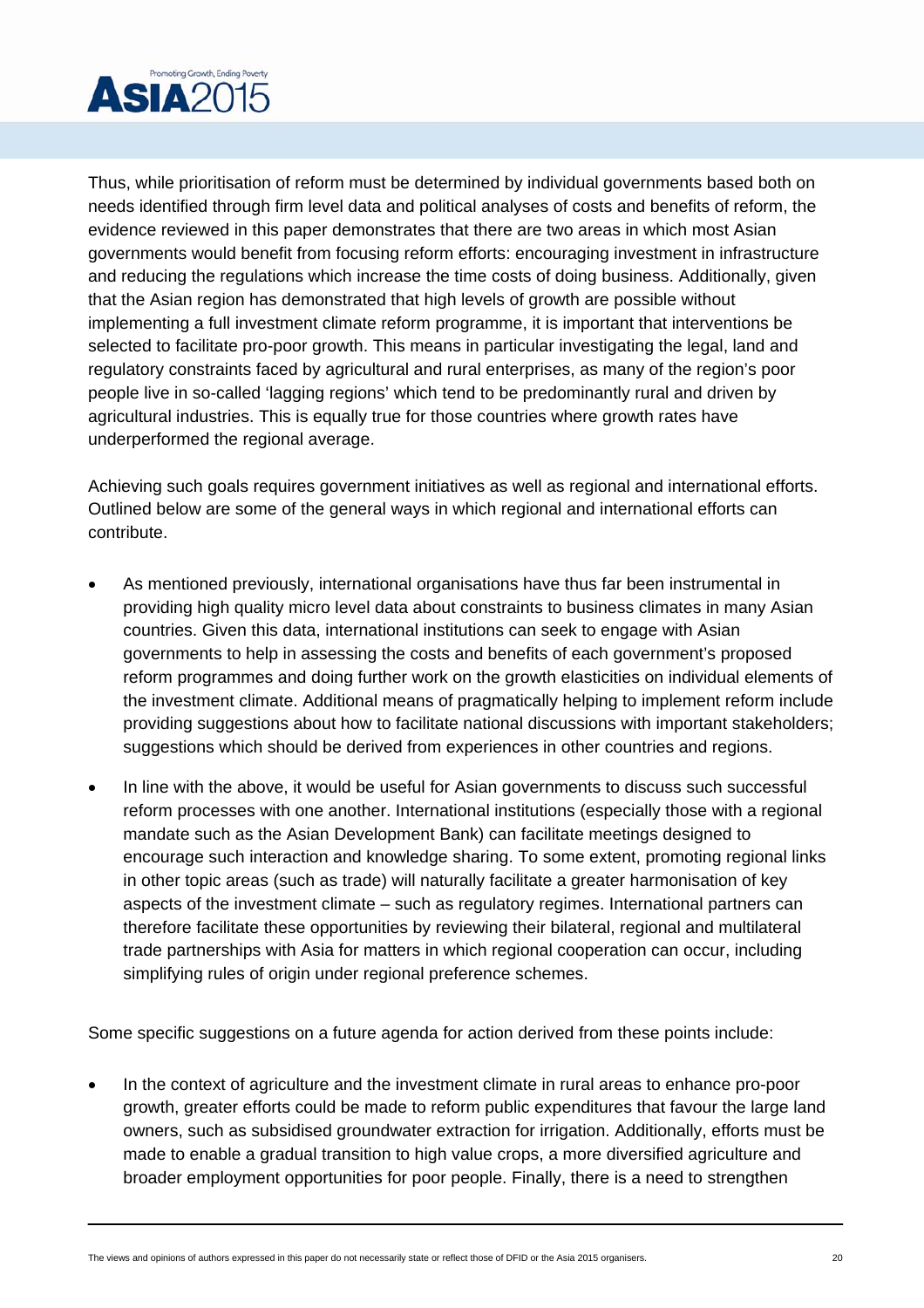Thus, while prioritisation of reform must be determined by individual governments based both on needs identified through firm level data and political analyses of costs and benefits of reform, the evidence reviewed in this paper demonstrates that there are two areas in which most Asian governments would benefit from focusing reform efforts: encouraging investment in infrastructure and reducing the regulations which increase the time costs of doing business. Additionally, given that the Asian region has demonstrated that high levels of growth are possible without implementing a full investment climate reform programme, it is important that interventions be selected to facilitate pro-poor growth. This means in particular investigating the legal, land and regulatory constraints faced by agricultural and rural enterprises, as many of the region's poor people live in so-called 'lagging regions' which tend to be predominantly rural and driven by agricultural industries. This is equally true for those countries where growth rates have underperformed the regional average.

Achieving such goals requires government initiatives as well as regional and international efforts. Outlined below are some of the general ways in which regional and international efforts can contribute.

- As mentioned previously, international organisations have thus far been instrumental in providing high quality micro level data about constraints to business climates in many Asian countries. Given this data, international institutions can seek to engage with Asian governments to help in assessing the costs and benefits of each government's proposed reform programmes and doing further work on the growth elasticities on individual elements of the investment climate. Additional means of pragmatically helping to implement reform include providing suggestions about how to facilitate national discussions with important stakeholders; suggestions which should be derived from experiences in other countries and regions.
- In line with the above, it would be useful for Asian governments to discuss such successful reform processes with one another. International institutions (especially those with a regional mandate such as the Asian Development Bank) can facilitate meetings designed to encourage such interaction and knowledge sharing. To some extent, promoting regional links in other topic areas (such as trade) will naturally facilitate a greater harmonisation of key aspects of the investment climate – such as regulatory regimes. International partners can therefore facilitate these opportunities by reviewing their bilateral, regional and multilateral trade partnerships with Asia for matters in which regional cooperation can occur, including simplifying rules of origin under regional preference schemes.

Some specific suggestions on a future agenda for action derived from these points include:

- In the context of agriculture and the investment climate in rural areas to enhance pro-poor growth, greater efforts could be made to reform public expenditures that favour the large land owners, such as subsidised groundwater extraction for irrigation. Additionally, efforts must be made to enable a gradual transition to high value crops, a more diversified agriculture and broader employment opportunities for poor people. Finally, there is a need to strengthen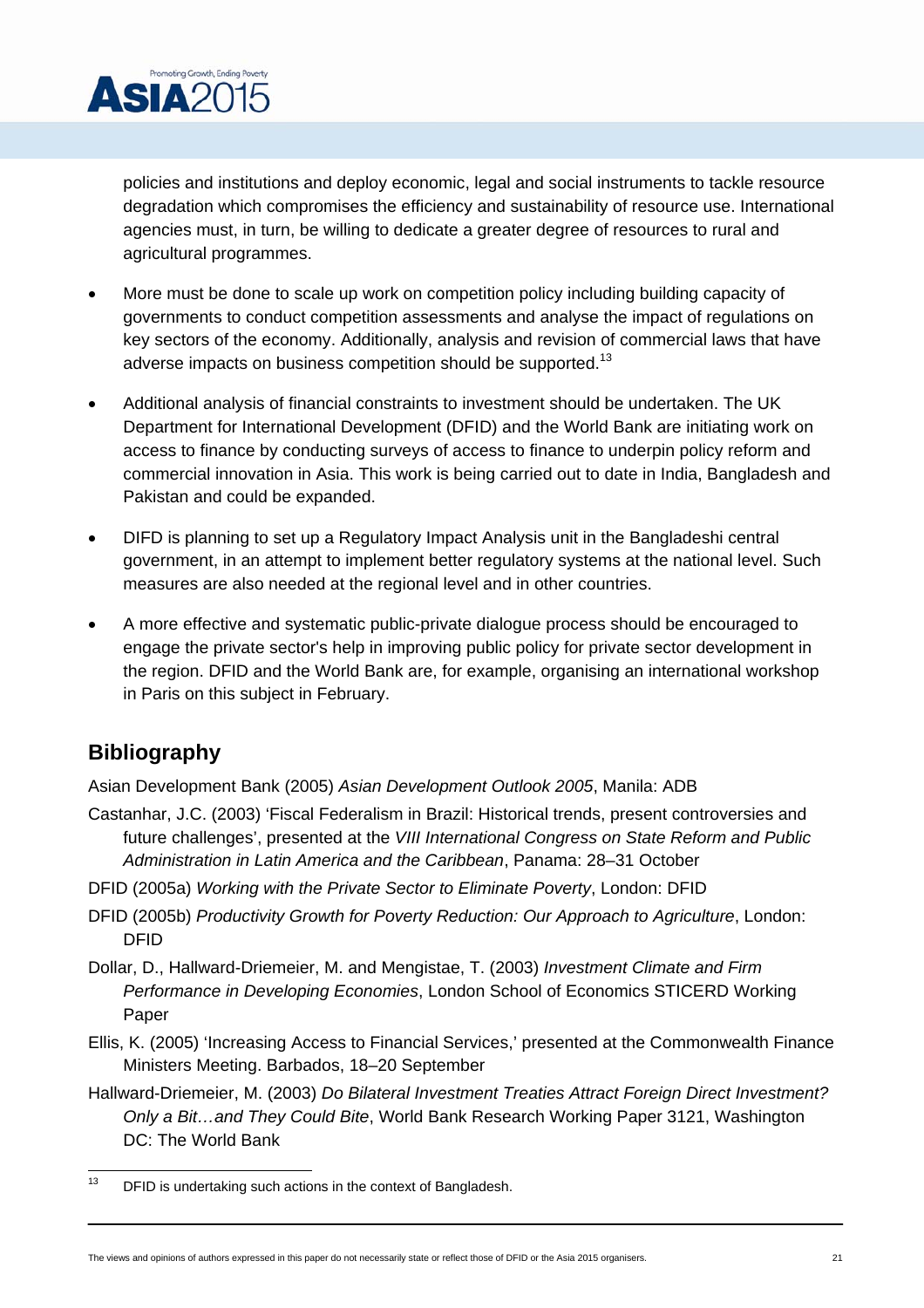policies and institutions and deploy economic, legal and social instruments to tackle resource degradation which compromises the efficiency and sustainability of resource use. International agencies must, in turn, be willing to dedicate a greater degree of resources to rural and agricultural programmes.

- More must be done to scale up work on competition policy including building capacity of governments to conduct competition assessments and analyse the impact of regulations on key sectors of the economy. Additionally, analysis and revision of commercial laws that have adverse impacts on business competition should be supported.[13]

- Additional analysis of financial constraints to investment should be undertaken. The UK Department for International Development (DFID) and the World Bank are initiating work on access to finance by conducting surveys of access to finance to underpin policy reform and commercial innovation in Asia. This work is being carried out to date in India, Bangladesh and Pakistan and could be expanded.

- DIFD is planning to set up a Regulatory Impact Analysis unit in the Bangladeshi central government, in an attempt to implement better regulatory systems at the national level. Such measures are also needed at the regional level and in other countries.

- A more effective and systematic public-private dialogue process should be encouraged to engage the private sector's help in improving public policy for private sector development in the region. DFID and the World Bank are, for example, organising an international workshop in Paris on this subject in February.

## Bibliography

Asian Development Bank (2005) *Asian Development Outlook 2005*, Manila: ADB

Castanhar, J.C. (2003) 'Fiscal Federalism in Brazil: Historical trends, present controversies and future challenges', presented at the *VIII International Congress on State Reform and Public Administration in Latin America and the Caribbean*, Panama: 28–31 October

DFID (2005a) *Working with the Private Sector to Eliminate Poverty*, London: DFID

DFID (2005b) *Productivity Growth for Poverty Reduction: Our Approach to Agriculture*, London: DFID

Dollar, D., Hallward-Driemeier, M. and Mengistae, T. (2003) *Investment Climate and Firm Performance in Developing Economies*, London School of Economics STICERD Working Paper

Ellis, K. (2005) 'Increasing Access to Financial Services,' presented at the Commonwealth Finance Ministers Meeting. Barbados, 18–20 September

Hallward-Driemeier, M. (2003) *Do Bilateral Investment Treaties Attract Foreign Direct Investment? Only a Bit…and They Could Bite*, World Bank Research Working Paper 3121, Washington DC: The World Bank

---

[13] DFID is undertaking such actions in the context of Bangladesh.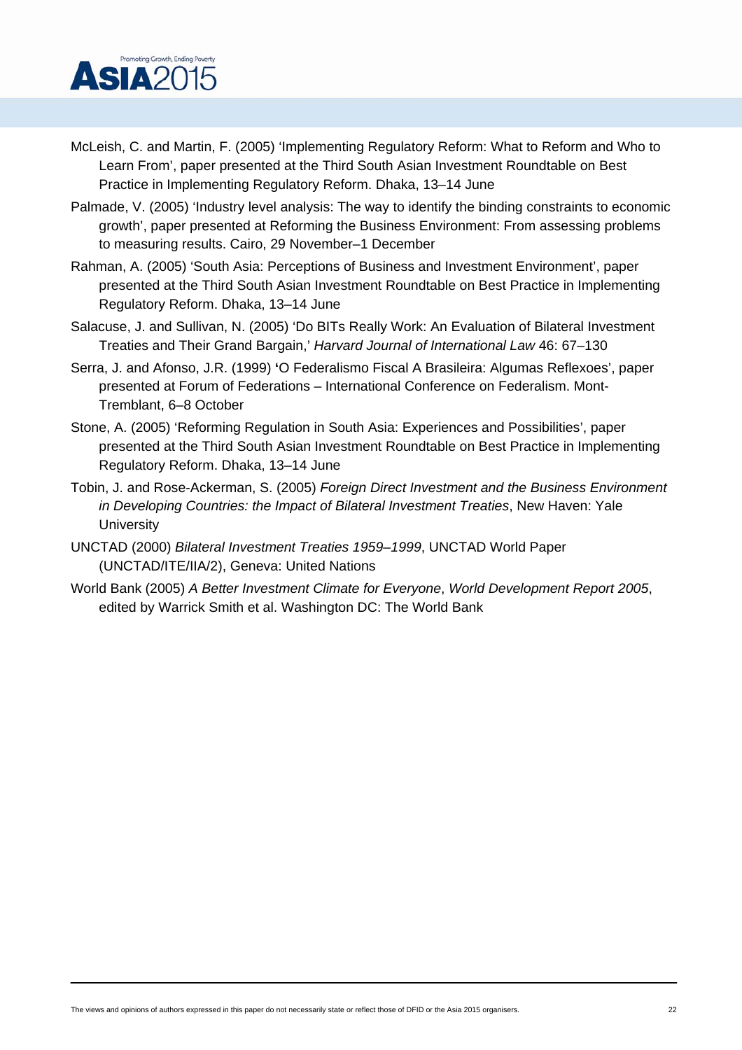McLeish, C. and Martin, F. (2005) 'Implementing Regulatory Reform: What to Reform and Who to Learn From', paper presented at the Third South Asian Investment Roundtable on Best Practice in Implementing Regulatory Reform. Dhaka, 13–14 June

Palmade, V. (2005) 'Industry level analysis: The way to identify the binding constraints to economic growth', paper presented at Reforming the Business Environment: From assessing problems to measuring results. Cairo, 29 November–1 December

Rahman, A. (2005) 'South Asia: Perceptions of Business and Investment Environment', paper presented at the Third South Asian Investment Roundtable on Best Practice in Implementing Regulatory Reform. Dhaka, 13–14 June

Salacuse, J. and Sullivan, N. (2005) 'Do BITs Really Work: An Evaluation of Bilateral Investment Treaties and Their Grand Bargain,' *Harvard Journal of International Law* 46: 67–130

Serra, J. and Afonso, J.R. (1999) **'**O Federalismo Fiscal A Brasileira: Algumas Reflexoes', paper presented at Forum of Federations – International Conference on Federalism. Mont-Tremblant, 6–8 October

Stone, A. (2005) 'Reforming Regulation in South Asia: Experiences and Possibilities', paper presented at the Third South Asian Investment Roundtable on Best Practice in Implementing Regulatory Reform. Dhaka, 13–14 June

Tobin, J. and Rose-Ackerman, S. (2005) *Foreign Direct Investment and the Business Environment in Developing Countries: the Impact of Bilateral Investment Treaties*, New Haven: Yale University

UNCTAD (2000) *Bilateral Investment Treaties 1959–1999*, UNCTAD World Paper (UNCTAD/ITE/IIA/2), Geneva: United Nations

World Bank (2005) *A Better Investment Climate for Everyone*, *World Development Report 2005*, edited by Warrick Smith et al. Washington DC: The World Bank